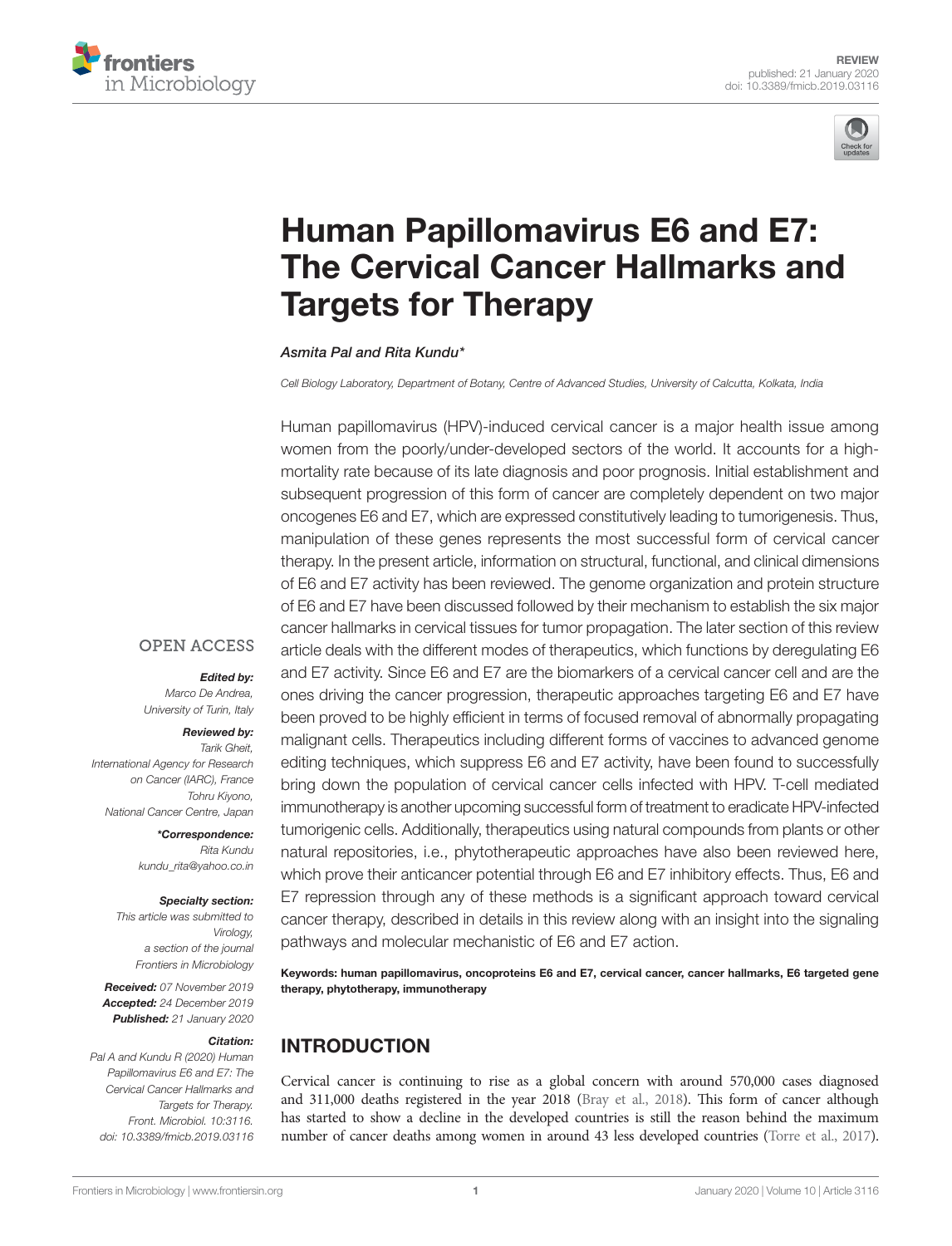REVIEW
published: 21 January 2020
doi: 10.3389/fmicb.2019.03116

# Human Papillomavirus E6 and E7: The Cervical Cancer Hallmarks and Targets for Therapy

*Asmita Pal and Rita Kundu**

*Cell Biology Laboratory, Department of Botany, Centre of Advanced Studies, University of Calcutta, Kolkata, India*

Human papillomavirus (HPV)-induced cervical cancer is a major health issue among women from the poorly/under-developed sectors of the world. It accounts for a high-mortality rate because of its late diagnosis and poor prognosis. Initial establishment and subsequent progression of this form of cancer are completely dependent on two major oncogenes E6 and E7, which are expressed constitutively leading to tumorigenesis. Thus, manipulation of these genes represents the most successful form of cervical cancer therapy. In the present article, information on structural, functional, and clinical dimensions of E6 and E7 activity has been reviewed. The genome organization and protein structure of E6 and E7 have been discussed followed by their mechanism to establish the six major cancer hallmarks in cervical tissues for tumor propagation. The later section of this review article deals with the different modes of therapeutics, which functions by deregulating E6 and E7 activity. Since E6 and E7 are the biomarkers of a cervical cancer cell and are the ones driving the cancer progression, therapeutic approaches targeting E6 and E7 have been proved to be highly efficient in terms of focused removal of abnormally propagating malignant cells. Therapeutics including different forms of vaccines to advanced genome editing techniques, which suppress E6 and E7 activity, have been found to successfully bring down the population of cervical cancer cells infected with HPV. T-cell mediated immunotherapy is another upcoming successful form of treatment to eradicate HPV-infected tumorigenic cells. Additionally, therapeutics using natural compounds from plants or other natural repositories, i.e., phytotherapeutic approaches have also been reviewed here, which prove their anticancer potential through E6 and E7 inhibitory effects. Thus, E6 and E7 repression through any of these methods is a significant approach toward cervical cancer therapy, described in details in this review along with an insight into the signaling pathways and molecular mechanistic of E6 and E7 action.

**Keywords: human papillomavirus, oncoproteins E6 and E7, cervical cancer, cancer hallmarks, E6 targeted gene therapy, phytotherapy, immunotherapy**

OPEN ACCESS

***Edited by:***
*Marco De Andrea,*
*University of Turin, Italy*

***Reviewed by:***
*Tarik Gheit,*
*International Agency for Research on Cancer (IARC), France*
*Tohru Kiyono,*
*National Cancer Centre, Japan*

***\*Correspondence:***
*Rita Kundu*
*kundu_rita@yahoo.co.in*

***Specialty section:***
*This article was submitted to Virology, a section of the journal Frontiers in Microbiology*

***Received:*** *07 November 2019*
***Accepted:*** *24 December 2019*
***Published:*** *21 January 2020*

***Citation:***
*Pal A and Kundu R (2020) Human Papillomavirus E6 and E7: The Cervical Cancer Hallmarks and Targets for Therapy. Front. Microbiol. 10:3116. doi: 10.3389/fmicb.2019.03116*

## INTRODUCTION

Cervical cancer is continuing to rise as a global concern with around 570,000 cases diagnosed and 311,000 deaths registered in the year 2018 (Bray et al., 2018). This form of cancer although has started to show a decline in the developed countries is still the reason behind the maximum number of cancer deaths among women in around 43 less developed countries (Torre et al., 2017).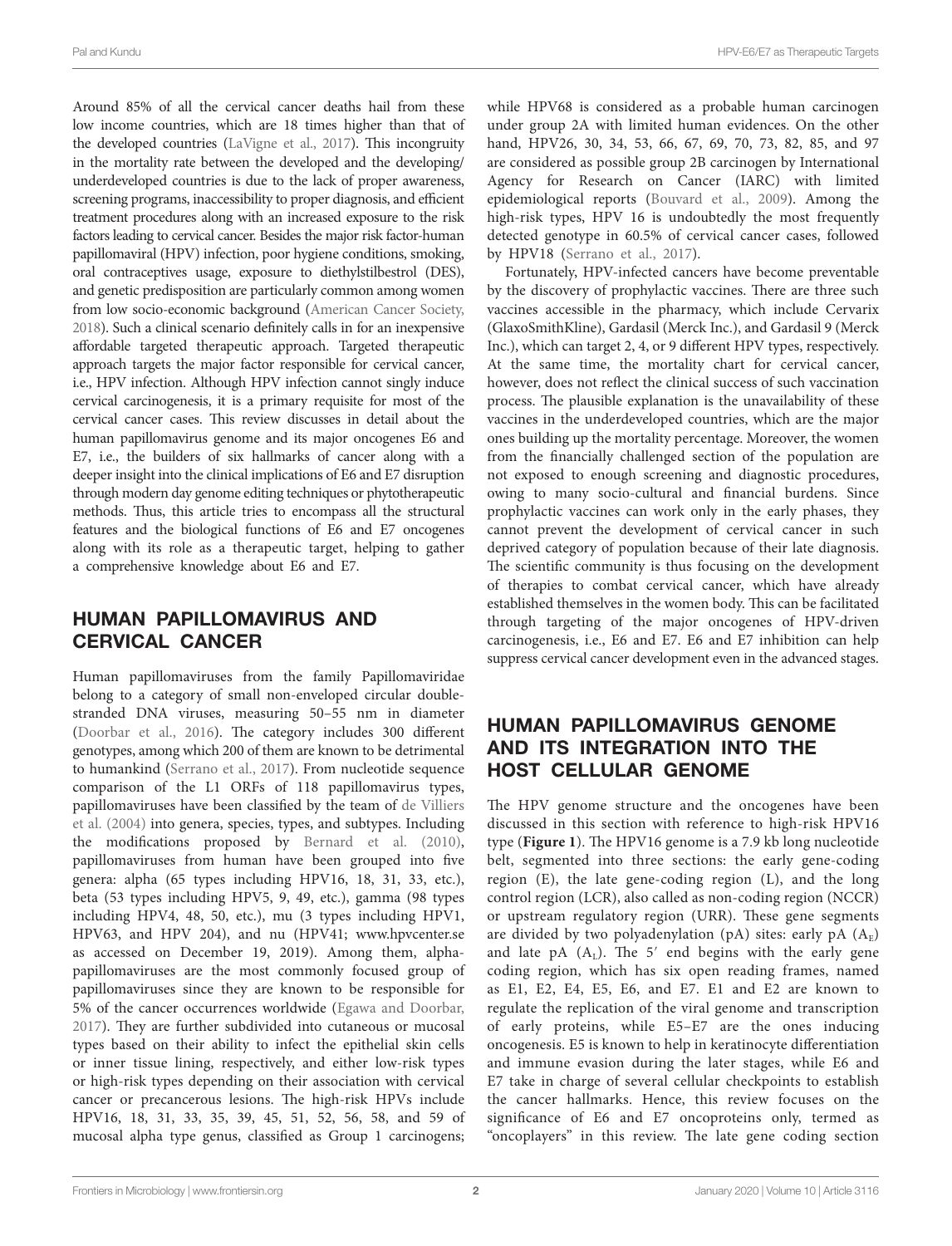Around 85% of all the cervical cancer deaths hail from these low income countries, which are 18 times higher than that of the developed countries (LaVigne et al., 2017). This incongruity in the mortality rate between the developed and the developing/underdeveloped countries is due to the lack of proper awareness, screening programs, inaccessibility to proper diagnosis, and efficient treatment procedures along with an increased exposure to the risk factors leading to cervical cancer. Besides the major risk factor-human papillomaviral (HPV) infection, poor hygiene conditions, smoking, oral contraceptives usage, exposure to diethylstilbestrol (DES), and genetic predisposition are particularly common among women from low socio-economic background (American Cancer Society, 2018). Such a clinical scenario definitely calls in for an inexpensive affordable targeted therapeutic approach. Targeted therapeutic approach targets the major factor responsible for cervical cancer, i.e., HPV infection. Although HPV infection cannot singly induce cervical carcinogenesis, it is a primary requisite for most of the cervical cancer cases. This review discusses in detail about the human papillomavirus genome and its major oncogenes E6 and E7, i.e., the builders of six hallmarks of cancer along with a deeper insight into the clinical implications of E6 and E7 disruption through modern day genome editing techniques or phytotherapeutic methods. Thus, this article tries to encompass all the structural features and the biological functions of E6 and E7 oncogenes along with its role as a therapeutic target, helping to gather a comprehensive knowledge about E6 and E7.

## HUMAN PAPILLOMAVIRUS AND CERVICAL CANCER

Human papillomaviruses from the family Papillomaviridae belong to a category of small non-enveloped circular double-stranded DNA viruses, measuring 50–55 nm in diameter (Doorbar et al., 2016). The category includes 300 different genotypes, among which 200 of them are known to be detrimental to humankind (Serrano et al., 2017). From nucleotide sequence comparison of the L1 ORFs of 118 papillomavirus types, papillomaviruses have been classified by the team of de Villiers et al. (2004) into genera, species, types, and subtypes. Including the modifications proposed by Bernard et al. (2010), papillomaviruses from human have been grouped into five genera: alpha (65 types including HPV16, 18, 31, 33, etc.), beta (53 types including HPV5, 9, 49, etc.), gamma (98 types including HPV4, 48, 50, etc.), mu (3 types including HPV1, HPV63, and HPV 204), and nu (HPV41; www.hpvcenter.se as accessed on December 19, 2019). Among them, alpha-papillomaviruses are the most commonly focused group of papillomaviruses since they are known to be responsible for 5% of the cancer occurrences worldwide (Egawa and Doorbar, 2017). They are further subdivided into cutaneous or mucosal types based on their ability to infect the epithelial skin cells or inner tissue lining, respectively, and either low-risk types or high-risk types depending on their association with cervical cancer or precancerous lesions. The high-risk HPVs include HPV16, 18, 31, 33, 35, 39, 45, 51, 52, 56, 58, and 59 of mucosal alpha type genus, classified as Group 1 carcinogens; while HPV68 is considered as a probable human carcinogen under group 2A with limited human evidences. On the other hand, HPV26, 30, 34, 53, 66, 67, 69, 70, 73, 82, 85, and 97 are considered as possible group 2B carcinogen by International Agency for Research on Cancer (IARC) with limited epidemiological reports (Bouvard et al., 2009). Among the high-risk types, HPV 16 is undoubtedly the most frequently detected genotype in 60.5% of cervical cancer cases, followed by HPV18 (Serrano et al., 2017).

Fortunately, HPV-infected cancers have become preventable by the discovery of prophylactic vaccines. There are three such vaccines accessible in the pharmacy, which include Cervarix (GlaxoSmithKline), Gardasil (Merck Inc.), and Gardasil 9 (Merck Inc.), which can target 2, 4, or 9 different HPV types, respectively. At the same time, the mortality chart for cervical cancer, however, does not reflect the clinical success of such vaccination process. The plausible explanation is the unavailability of these vaccines in the underdeveloped countries, which are the major ones building up the mortality percentage. Moreover, the women from the financially challenged section of the population are not exposed to enough screening and diagnostic procedures, owing to many socio-cultural and financial burdens. Since prophylactic vaccines can work only in the early phases, they cannot prevent the development of cervical cancer in such deprived category of population because of their late diagnosis. The scientific community is thus focusing on the development of therapies to combat cervical cancer, which have already established themselves in the women body. This can be facilitated through targeting of the major oncogenes of HPV-driven carcinogenesis, i.e., E6 and E7. E6 and E7 inhibition can help suppress cervical cancer development even in the advanced stages.

## HUMAN PAPILLOMAVIRUS GENOME AND ITS INTEGRATION INTO THE HOST CELLULAR GENOME

The HPV genome structure and the oncogenes have been discussed in this section with reference to high-risk HPV16 type (**Figure 1**). The HPV16 genome is a 7.9 kb long nucleotide belt, segmented into three sections: the early gene-coding region (E), the late gene-coding region (L), and the long control region (LCR), also called as non-coding region (NCCR) or upstream regulatory region (URR). These gene segments are divided by two polyadenylation (pA) sites: early pA ($A_E$) and late pA ($A_L$). The 5′ end begins with the early gene coding region, which has six open reading frames, named as E1, E2, E4, E5, E6, and E7. E1 and E2 are known to regulate the replication of the viral genome and transcription of early proteins, while E5–E7 are the ones inducing oncogenesis. E5 is known to help in keratinocyte differentiation and immune evasion during the later stages, while E6 and E7 take in charge of several cellular checkpoints to establish the cancer hallmarks. Hence, this review focuses on the significance of E6 and E7 oncoproteins only, termed as "oncoplayers" in this review. The late gene coding section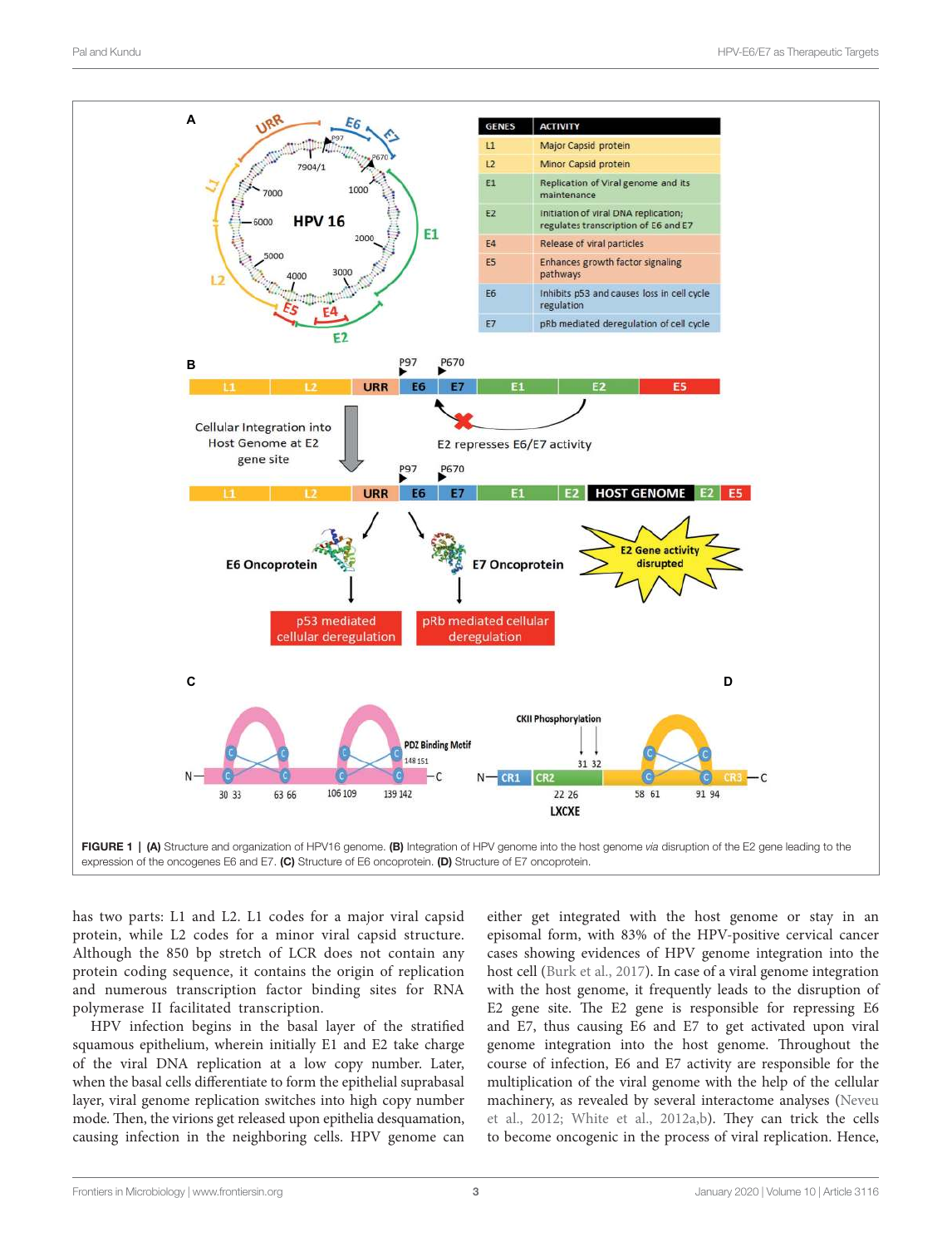A

URR E6 E7 P97 P670 7904/1 1000 7000 6000 HPV 16 2000 5000 4000 3000 L1 L2 E5 E4 E2 E1

| GENES | ACTIVITY |
|---|---|
| L1 | Major Capsid protein |
| L2 | Minor Capsid protein |
| E1 | Replication of Viral genome and its maintenance |
| E2 | Initiation of viral DNA replication; regulates transcription of E6 and E7 |
| E4 | Release of viral particles |
| E5 | Enhances growth factor signaling pathways |
| E6 | Inhibits p53 and causes loss in cell cycle regulation |
| E7 | pRb mediated deregulation of cell cycle |

B

P97 P670

L1 L2 URR E6 E7 E1 E2 E5

E2 represses E6/E7 activity

Cellular Integration into Host Genome at E2 gene site

P97 P670

L1 L2 URR E6 E7 E1 E2 HOST GENOME E2 E5

E6 Oncoprotein

E7 Oncoprotein

E2 Gene activity disrupted

p53 mediated cellular deregulation

pRb mediated cellular deregulation

C

N— 30 33 63 66 106 109 139 142 —C

PDZ Binding Motif 148 151

D

CKII Phosphorylation

N— CR1 CR2 CR3 —C

31 32 22 26 LXCXE 58 61 91 94

**FIGURE 1 | (A)** Structure and organization of HPV16 genome. **(B)** Integration of HPV genome into the host genome *via* disruption of the E2 gene leading to the expression of the oncogenes E6 and E7. **(C)** Structure of E6 oncoprotein. **(D)** Structure of E7 oncoprotein.

has two parts: L1 and L2. L1 codes for a major viral capsid protein, while L2 codes for a minor viral capsid structure. Although the 850 bp stretch of LCR does not contain any protein coding sequence, it contains the origin of replication and numerous transcription factor binding sites for RNA polymerase II facilitated transcription.

HPV infection begins in the basal layer of the stratified squamous epithelium, wherein initially E1 and E2 take charge of the viral DNA replication at a low copy number. Later, when the basal cells differentiate to form the epithelial suprabasal layer, viral genome replication switches into high copy number mode. Then, the virions get released upon epithelia desquamation, causing infection in the neighboring cells. HPV genome can either get integrated with the host genome or stay in an episomal form, with 83% of the HPV-positive cervical cancer cases showing evidences of HPV genome integration into the host cell (Burk et al., 2017). In case of a viral genome integration with the host genome, it frequently leads to the disruption of E2 gene site. The E2 gene is responsible for repressing E6 and E7, thus causing E6 and E7 to get activated upon viral genome integration into the host genome. Throughout the course of infection, E6 and E7 activity are responsible for the multiplication of the viral genome with the help of the cellular machinery, as revealed by several interactome analyses (Neveu et al., 2012; White et al., 2012a,b). They can trick the cells to become oncogenic in the process of viral replication. Hence,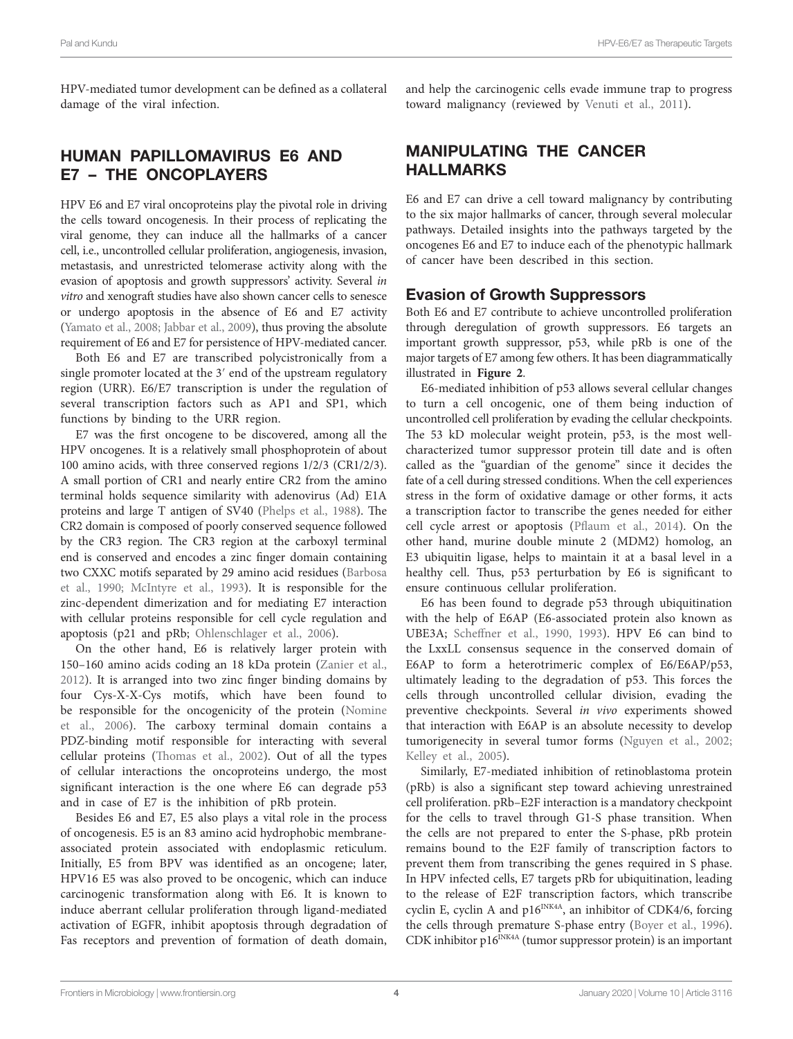HPV-mediated tumor development can be defined as a collateral damage of the viral infection.

## HUMAN PAPILLOMAVIRUS E6 AND E7 – THE ONCOPLAYERS

HPV E6 and E7 viral oncoproteins play the pivotal role in driving the cells toward oncogenesis. In their process of replicating the viral genome, they can induce all the hallmarks of a cancer cell, i.e., uncontrolled cellular proliferation, angiogenesis, invasion, metastasis, and unrestricted telomerase activity along with the evasion of apoptosis and growth suppressors' activity. Several *in vitro* and xenograft studies have also shown cancer cells to senesce or undergo apoptosis in the absence of E6 and E7 activity (Yamato et al., 2008; Jabbar et al., 2009), thus proving the absolute requirement of E6 and E7 for persistence of HPV-mediated cancer.

Both E6 and E7 are transcribed polycistronically from a single promoter located at the 3′ end of the upstream regulatory region (URR). E6/E7 transcription is under the regulation of several transcription factors such as AP1 and SP1, which functions by binding to the URR region.

E7 was the first oncogene to be discovered, among all the HPV oncogenes. It is a relatively small phosphoprotein of about 100 amino acids, with three conserved regions 1/2/3 (CR1/2/3). A small portion of CR1 and nearly entire CR2 from the amino terminal holds sequence similarity with adenovirus (Ad) E1A proteins and large T antigen of SV40 (Phelps et al., 1988). The CR2 domain is composed of poorly conserved sequence followed by the CR3 region. The CR3 region at the carboxyl terminal end is conserved and encodes a zinc finger domain containing two CXXC motifs separated by 29 amino acid residues (Barbosa et al., 1990; McIntyre et al., 1993). It is responsible for the zinc-dependent dimerization and for mediating E7 interaction with cellular proteins responsible for cell cycle regulation and apoptosis (p21 and pRb; Ohlenschlager et al., 2006).

On the other hand, E6 is relatively larger protein with 150–160 amino acids coding an 18 kDa protein (Zanier et al., 2012). It is arranged into two zinc finger binding domains by four Cys-X-X-Cys motifs, which have been found to be responsible for the oncogenicity of the protein (Nomine et al., 2006). The carboxy terminal domain contains a PDZ-binding motif responsible for interacting with several cellular proteins (Thomas et al., 2002). Out of all the types of cellular interactions the oncoproteins undergo, the most significant interaction is the one where E6 can degrade p53 and in case of E7 is the inhibition of pRb protein.

Besides E6 and E7, E5 also plays a vital role in the process of oncogenesis. E5 is an 83 amino acid hydrophobic membrane-associated protein associated with endoplasmic reticulum. Initially, E5 from BPV was identified as an oncogene; later, HPV16 E5 was also proved to be oncogenic, which can induce carcinogenic transformation along with E6. It is known to induce aberrant cellular proliferation through ligand-mediated activation of EGFR, inhibit apoptosis through degradation of Fas receptors and prevention of formation of death domain, and help the carcinogenic cells evade immune trap to progress toward malignancy (reviewed by Venuti et al., 2011).

## MANIPULATING THE CANCER HALLMARKS

E6 and E7 can drive a cell toward malignancy by contributing to the six major hallmarks of cancer, through several molecular pathways. Detailed insights into the pathways targeted by the oncogenes E6 and E7 to induce each of the phenotypic hallmark of cancer have been described in this section.

### Evasion of Growth Suppressors

Both E6 and E7 contribute to achieve uncontrolled proliferation through deregulation of growth suppressors. E6 targets an important growth suppressor, p53, while pRb is one of the major targets of E7 among few others. It has been diagrammatically illustrated in **Figure 2**.

E6-mediated inhibition of p53 allows several cellular changes to turn a cell oncogenic, one of them being induction of uncontrolled cell proliferation by evading the cellular checkpoints. The 53 kD molecular weight protein, p53, is the most well-characterized tumor suppressor protein till date and is often called as the "guardian of the genome" since it decides the fate of a cell during stressed conditions. When the cell experiences stress in the form of oxidative damage or other forms, it acts a transcription factor to transcribe the genes needed for either cell cycle arrest or apoptosis (Pflaum et al., 2014). On the other hand, murine double minute 2 (MDM2) homolog, an E3 ubiquitin ligase, helps to maintain it at a basal level in a healthy cell. Thus, p53 perturbation by E6 is significant to ensure continuous cellular proliferation.

E6 has been found to degrade p53 through ubiquitination with the help of E6AP (E6-associated protein also known as UBE3A; Scheffner et al., 1990, 1993). HPV E6 can bind to the LxxLL consensus sequence in the conserved domain of E6AP to form a heterotrimeric complex of E6/E6AP/p53, ultimately leading to the degradation of p53. This forces the cells through uncontrolled cellular division, evading the preventive checkpoints. Several *in vivo* experiments showed that interaction with E6AP is an absolute necessity to develop tumorigenecity in several tumor forms (Nguyen et al., 2002; Kelley et al., 2005).

Similarly, E7-mediated inhibition of retinoblastoma protein (pRb) is also a significant step toward achieving unrestrained cell proliferation. pRb–E2F interaction is a mandatory checkpoint for the cells to travel through G1-S phase transition. When the cells are not prepared to enter the S-phase, pRb protein remains bound to the E2F family of transcription factors to prevent them from transcribing the genes required in S phase. In HPV infected cells, E7 targets pRb for ubiquitination, leading to the release of E2F transcription factors, which transcribe cyclin E, cyclin A and $p16^{INK4A}$, an inhibitor of CDK4/6, forcing the cells through premature S-phase entry (Boyer et al., 1996). CDK inhibitor $p16^{INK4A}$ (tumor suppressor protein) is an important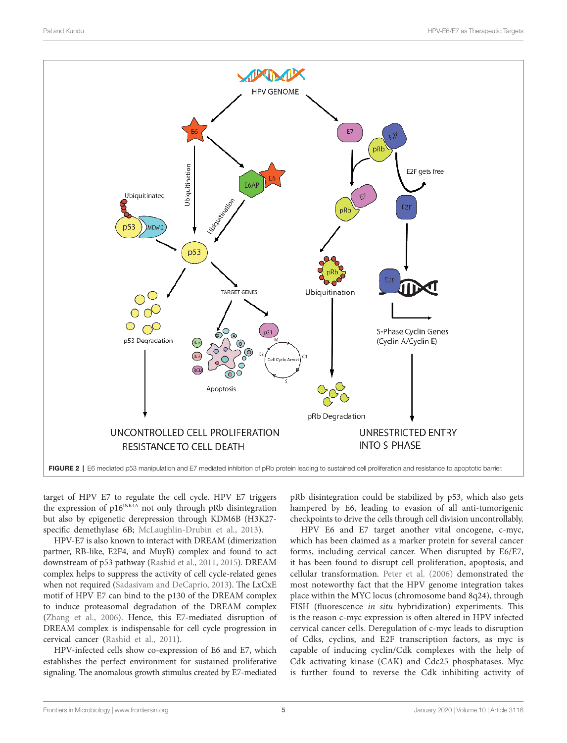HPV GENOME

E6

E7

E2F

pRb

E6AP

E6

Ubiquitination

Ubiquitination

Ubiquitinated

p53

MDM2

p53

E2F gets free

E7

pRb

E2F

pRb

Ubiquitination

E2F

TARGET GENES

p21

Bax

Bak

BCl2

Cell Cycle Arrest

M

G2

G1

S

p53 Degradation

Apoptosis

S-Phase Cyclin Genes (Cyclin A/Cyclin E)

pRb Degradation

UNCONTROLLED CELL PROLIFERATION
RESISTANCE TO CELL DEATH

UNRESTRICTED ENTRY INTO S-PHASE

**FIGURE 2** | E6 mediated p53 manipulation and E7 mediated inhibition of pRb protein leading to sustained cell proliferation and resistance to apoptotic barrier.

target of HPV E7 to regulate the cell cycle. HPV E7 triggers the expression of $p16^{INK4A}$ not only through pRb disintegration but also by epigenetic derepression through KDM6B (H3K27-specific demethylase 6B; McLaughlin-Drubin et al., 2013).

HPV-E7 is also known to interact with DREAM (dimerization partner, RB-like, E2F4, and MuyB) complex and found to act downstream of p53 pathway (Rashid et al., 2011, 2015). DREAM complex helps to suppress the activity of cell cycle-related genes when not required (Sadasivam and DeCaprio, 2013). The LxCxE motif of HPV E7 can bind to the p130 of the DREAM complex to induce proteasomal degradation of the DREAM complex (Zhang et al., 2006). Hence, this E7-mediated disruption of DREAM complex is indispensable for cell cycle progression in cervical cancer (Rashid et al., 2011).

HPV-infected cells show co-expression of E6 and E7, which establishes the perfect environment for sustained proliferative signaling. The anomalous growth stimulus created by E7-mediated pRb disintegration could be stabilized by p53, which also gets hampered by E6, leading to evasion of all anti-tumorigenic checkpoints to drive the cells through cell division uncontrollably.

HPV E6 and E7 target another vital oncogene, c-myc, which has been claimed as a marker protein for several cancer forms, including cervical cancer. When disrupted by E6/E7, it has been found to disrupt cell proliferation, apoptosis, and cellular transformation. Peter et al. (2006) demonstrated the most noteworthy fact that the HPV genome integration takes place within the MYC locus (chromosome band 8q24), through FISH (fluorescence *in situ* hybridization) experiments. This is the reason c-myc expression is often altered in HPV infected cervical cancer cells. Deregulation of c-myc leads to disruption of Cdks, cyclins, and E2F transcription factors, as myc is capable of inducing cyclin/Cdk complexes with the help of Cdk activating kinase (CAK) and Cdc25 phosphatases. Myc is further found to reverse the Cdk inhibiting activity of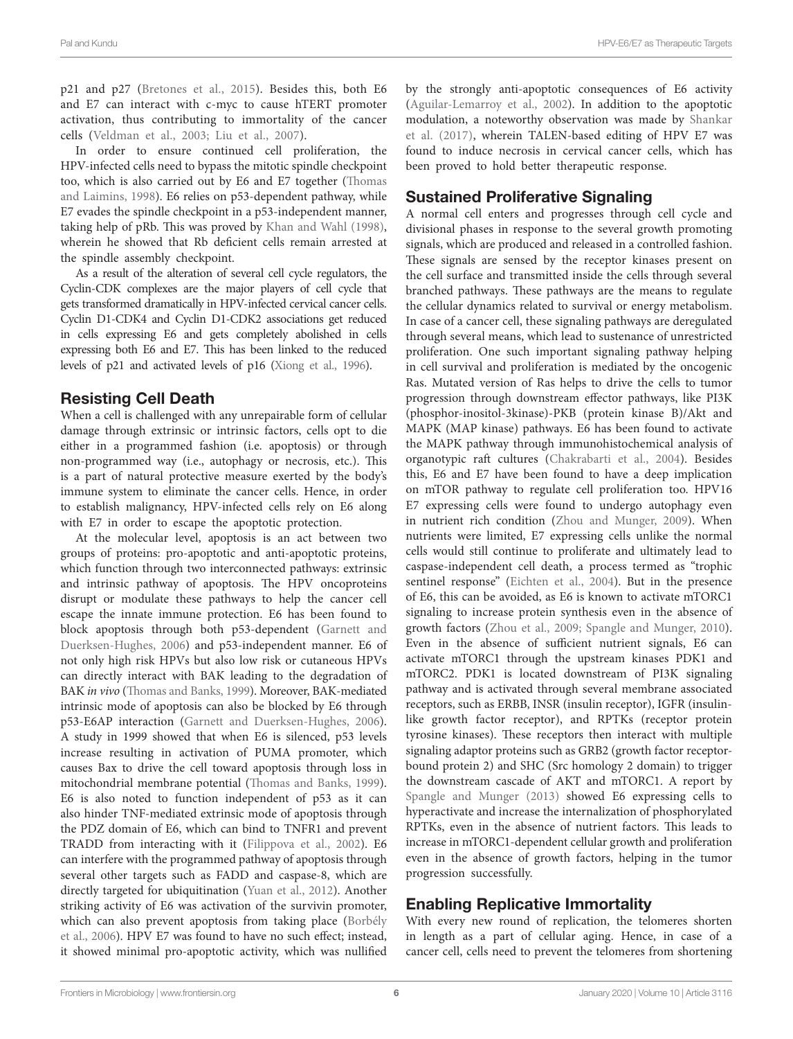p21 and p27 (Bretones et al., 2015). Besides this, both E6 and E7 can interact with c-myc to cause hTERT promoter activation, thus contributing to immortality of the cancer cells (Veldman et al., 2003; Liu et al., 2007).

In order to ensure continued cell proliferation, the HPV-infected cells need to bypass the mitotic spindle checkpoint too, which is also carried out by E6 and E7 together (Thomas and Laimins, 1998). E6 relies on p53-dependent pathway, while E7 evades the spindle checkpoint in a p53-independent manner, taking help of pRb. This was proved by Khan and Wahl (1998), wherein he showed that Rb deficient cells remain arrested at the spindle assembly checkpoint.

As a result of the alteration of several cell cycle regulators, the Cyclin-CDK complexes are the major players of cell cycle that gets transformed dramatically in HPV-infected cervical cancer cells. Cyclin D1-CDK4 and Cyclin D1-CDK2 associations get reduced in cells expressing E6 and gets completely abolished in cells expressing both E6 and E7. This has been linked to the reduced levels of p21 and activated levels of p16 (Xiong et al., 1996).

## Resisting Cell Death

When a cell is challenged with any unrepairable form of cellular damage through extrinsic or intrinsic factors, cells opt to die either in a programmed fashion (i.e. apoptosis) or through non-programmed way (i.e., autophagy or necrosis, etc.). This is a part of natural protective measure exerted by the body's immune system to eliminate the cancer cells. Hence, in order to establish malignancy, HPV-infected cells rely on E6 along with E7 in order to escape the apoptotic protection.

At the molecular level, apoptosis is an act between two groups of proteins: pro-apoptotic and anti-apoptotic proteins, which function through two interconnected pathways: extrinsic and intrinsic pathway of apoptosis. The HPV oncoproteins disrupt or modulate these pathways to help the cancer cell escape the innate immune protection. E6 has been found to block apoptosis through both p53-dependent (Garnett and Duerksen-Hughes, 2006) and p53-independent manner. E6 of not only high risk HPVs but also low risk or cutaneous HPVs can directly interact with BAK leading to the degradation of BAK *in vivo* (Thomas and Banks, 1999). Moreover, BAK-mediated intrinsic mode of apoptosis can also be blocked by E6 through p53-E6AP interaction (Garnett and Duerksen-Hughes, 2006). A study in 1999 showed that when E6 is silenced, p53 levels increase resulting in activation of PUMA promoter, which causes Bax to drive the cell toward apoptosis through loss in mitochondrial membrane potential (Thomas and Banks, 1999). E6 is also noted to function independent of p53 as it can also hinder TNF-mediated extrinsic mode of apoptosis through the PDZ domain of E6, which can bind to TNFR1 and prevent TRADD from interacting with it (Filippova et al., 2002). E6 can interfere with the programmed pathway of apoptosis through several other targets such as FADD and caspase-8, which are directly targeted for ubiquitination (Yuan et al., 2012). Another striking activity of E6 was activation of the survivin promoter, which can also prevent apoptosis from taking place (Borbély et al., 2006). HPV E7 was found to have no such effect; instead, it showed minimal pro-apoptotic activity, which was nullified by the strongly anti-apoptotic consequences of E6 activity (Aguilar-Lemarroy et al., 2002). In addition to the apoptotic modulation, a noteworthy observation was made by Shankar et al. (2017), wherein TALEN-based editing of HPV E7 was found to induce necrosis in cervical cancer cells, which has been proved to hold better therapeutic response.

## Sustained Proliferative Signaling

A normal cell enters and progresses through cell cycle and divisional phases in response to the several growth promoting signals, which are produced and released in a controlled fashion. These signals are sensed by the receptor kinases present on the cell surface and transmitted inside the cells through several branched pathways. These pathways are the means to regulate the cellular dynamics related to survival or energy metabolism. In case of a cancer cell, these signaling pathways are deregulated through several means, which lead to sustenance of unrestricted proliferation. One such important signaling pathway helping in cell survival and proliferation is mediated by the oncogenic Ras. Mutated version of Ras helps to drive the cells to tumor progression through downstream effector pathways, like PI3K (phosphor-inositol-3kinase)-PKB (protein kinase B)/Akt and MAPK (MAP kinase) pathways. E6 has been found to activate the MAPK pathway through immunohistochemical analysis of organotypic raft cultures (Chakrabarti et al., 2004). Besides this, E6 and E7 have been found to have a deep implication on mTOR pathway to regulate cell proliferation too. HPV16 E7 expressing cells were found to undergo autophagy even in nutrient rich condition (Zhou and Munger, 2009). When nutrients were limited, E7 expressing cells unlike the normal cells would still continue to proliferate and ultimately lead to caspase-independent cell death, a process termed as "trophic sentinel response" (Eichten et al., 2004). But in the presence of E6, this can be avoided, as E6 is known to activate mTORC1 signaling to increase protein synthesis even in the absence of growth factors (Zhou et al., 2009; Spangle and Munger, 2010). Even in the absence of sufficient nutrient signals, E6 can activate mTORC1 through the upstream kinases PDK1 and mTORC2. PDK1 is located downstream of PI3K signaling pathway and is activated through several membrane associated receptors, such as ERBB, INSR (insulin receptor), IGFR (insulin-like growth factor receptor), and RPTKs (receptor protein tyrosine kinases). These receptors then interact with multiple signaling adaptor proteins such as GRB2 (growth factor receptor-bound protein 2) and SHC (Src homology 2 domain) to trigger the downstream cascade of AKT and mTORC1. A report by Spangle and Munger (2013) showed E6 expressing cells to hyperactivate and increase the internalization of phosphorylated RPTKs, even in the absence of nutrient factors. This leads to increase in mTORC1-dependent cellular growth and proliferation even in the absence of growth factors, helping in the tumor progression successfully.

## Enabling Replicative Immortality

With every new round of replication, the telomeres shorten in length as a part of cellular aging. Hence, in case of a cancer cell, cells need to prevent the telomeres from shortening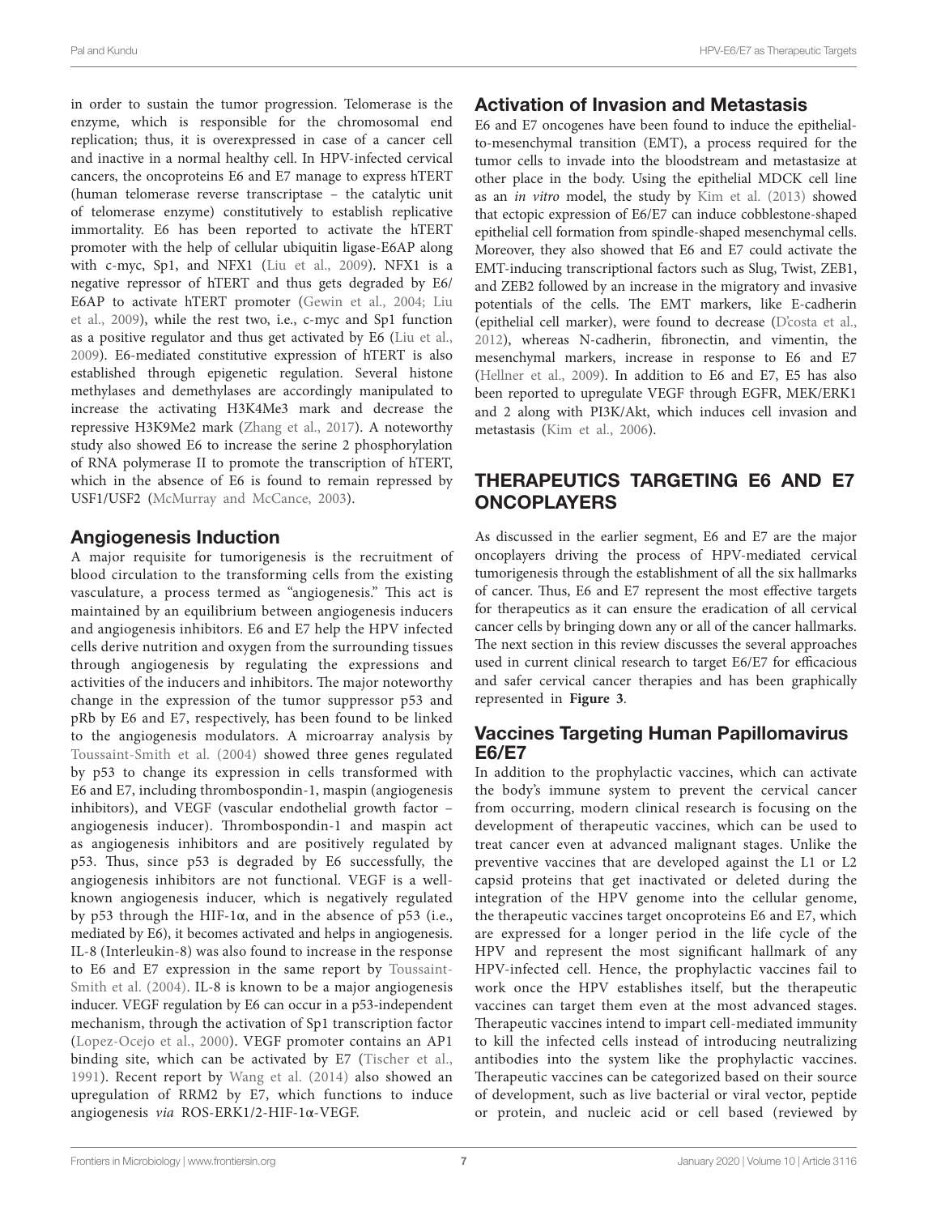in order to sustain the tumor progression. Telomerase is the enzyme, which is responsible for the chromosomal end replication; thus, it is overexpressed in case of a cancer cell and inactive in a normal healthy cell. In HPV-infected cervical cancers, the oncoproteins E6 and E7 manage to express hTERT (human telomerase reverse transcriptase – the catalytic unit of telomerase enzyme) constitutively to establish replicative immortality. E6 has been reported to activate the hTERT promoter with the help of cellular ubiquitin ligase-E6AP along with c-myc, Sp1, and NFX1 (Liu et al., 2009). NFX1 is a negative repressor of hTERT and thus gets degraded by E6/E6AP to activate hTERT promoter (Gewin et al., 2004; Liu et al., 2009), while the rest two, i.e., c-myc and Sp1 function as a positive regulator and thus get activated by E6 (Liu et al., 2009). E6-mediated constitutive expression of hTERT is also established through epigenetic regulation. Several histone methylases and demethylases are accordingly manipulated to increase the activating H3K4Me3 mark and decrease the repressive H3K9Me2 mark (Zhang et al., 2017). A noteworthy study also showed E6 to increase the serine 2 phosphorylation of RNA polymerase II to promote the transcription of hTERT, which in the absence of E6 is found to remain repressed by USF1/USF2 (McMurray and McCance, 2003).

## Angiogenesis Induction

A major requisite for tumorigenesis is the recruitment of blood circulation to the transforming cells from the existing vasculature, a process termed as "angiogenesis." This act is maintained by an equilibrium between angiogenesis inducers and angiogenesis inhibitors. E6 and E7 help the HPV infected cells derive nutrition and oxygen from the surrounding tissues through angiogenesis by regulating the expressions and activities of the inducers and inhibitors. The major noteworthy change in the expression of the tumor suppressor p53 and pRb by E6 and E7, respectively, has been found to be linked to the angiogenesis modulators. A microarray analysis by Toussaint-Smith et al. (2004) showed three genes regulated by p53 to change its expression in cells transformed with E6 and E7, including thrombospondin-1, maspin (angiogenesis inhibitors), and VEGF (vascular endothelial growth factor – angiogenesis inducer). Thrombospondin-1 and maspin act as angiogenesis inhibitors and are positively regulated by p53. Thus, since p53 is degraded by E6 successfully, the angiogenesis inhibitors are not functional. VEGF is a well-known angiogenesis inducer, which is negatively regulated by p53 through the HIF-1α, and in the absence of p53 (i.e., mediated by E6), it becomes activated and helps in angiogenesis. IL-8 (Interleukin-8) was also found to increase in the response to E6 and E7 expression in the same report by Toussaint-Smith et al. (2004). IL-8 is known to be a major angiogenesis inducer. VEGF regulation by E6 can occur in a p53-independent mechanism, through the activation of Sp1 transcription factor (Lopez-Ocejo et al., 2000). VEGF promoter contains an AP1 binding site, which can be activated by E7 (Tischer et al., 1991). Recent report by Wang et al. (2014) also showed an upregulation of RRM2 by E7, which functions to induce angiogenesis *via* ROS-ERK1/2-HIF-1α-VEGF.

## Activation of Invasion and Metastasis

E6 and E7 oncogenes have been found to induce the epithelial-to-mesenchymal transition (EMT), a process required for the tumor cells to invade into the bloodstream and metastasize at other place in the body. Using the epithelial MDCK cell line as an *in vitro* model, the study by Kim et al. (2013) showed that ectopic expression of E6/E7 can induce cobblestone-shaped epithelial cell formation from spindle-shaped mesenchymal cells. Moreover, they also showed that E6 and E7 could activate the EMT-inducing transcriptional factors such as Slug, Twist, ZEB1, and ZEB2 followed by an increase in the migratory and invasive potentials of the cells. The EMT markers, like E-cadherin (epithelial cell marker), were found to decrease (D'costa et al., 2012), whereas N-cadherin, fibronectin, and vimentin, the mesenchymal markers, increase in response to E6 and E7 (Hellner et al., 2009). In addition to E6 and E7, E5 has also been reported to upregulate VEGF through EGFR, MEK/ERK1 and 2 along with PI3K/Akt, which induces cell invasion and metastasis (Kim et al., 2006).

# THERAPEUTICS TARGETING E6 AND E7 ONCOPLAYERS

As discussed in the earlier segment, E6 and E7 are the major oncoplayers driving the process of HPV-mediated cervical tumorigenesis through the establishment of all the six hallmarks of cancer. Thus, E6 and E7 represent the most effective targets for therapeutics as it can ensure the eradication of all cervical cancer cells by bringing down any or all of the cancer hallmarks. The next section in this review discusses the several approaches used in current clinical research to target E6/E7 for efficacious and safer cervical cancer therapies and has been graphically represented in **Figure 3**.

## Vaccines Targeting Human Papillomavirus E6/E7

In addition to the prophylactic vaccines, which can activate the body's immune system to prevent the cervical cancer from occurring, modern clinical research is focusing on the development of therapeutic vaccines, which can be used to treat cancer even at advanced malignant stages. Unlike the preventive vaccines that are developed against the L1 or L2 capsid proteins that get inactivated or deleted during the integration of the HPV genome into the cellular genome, the therapeutic vaccines target oncoproteins E6 and E7, which are expressed for a longer period in the life cycle of the HPV and represent the most significant hallmark of any HPV-infected cell. Hence, the prophylactic vaccines fail to work once the HPV establishes itself, but the therapeutic vaccines can target them even at the most advanced stages. Therapeutic vaccines intend to impart cell-mediated immunity to kill the infected cells instead of introducing neutralizing antibodies into the system like the prophylactic vaccines. Therapeutic vaccines can be categorized based on their source of development, such as live bacterial or viral vector, peptide or protein, and nucleic acid or cell based (reviewed by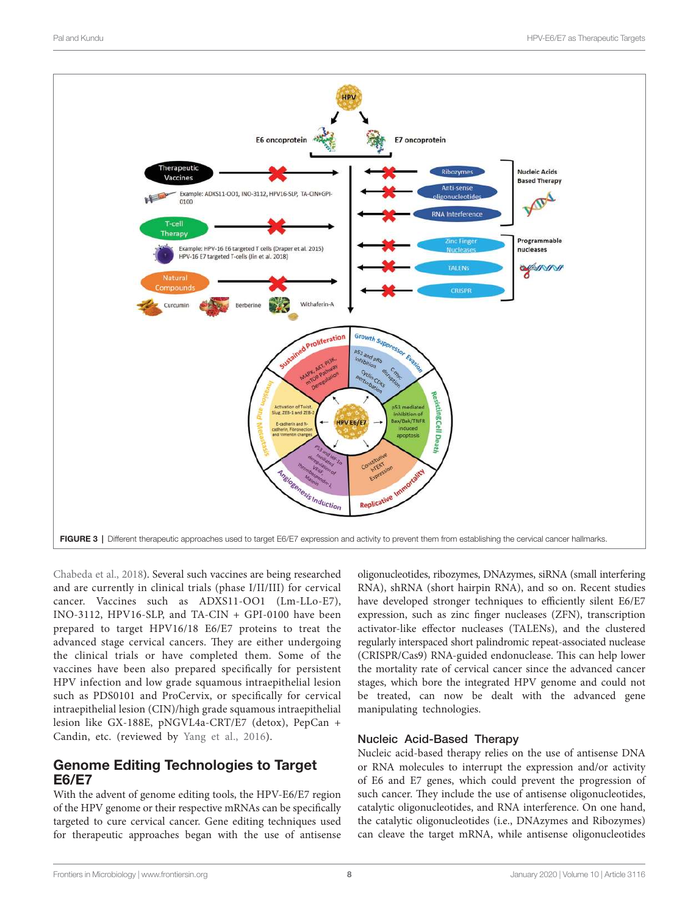HPV

E6 oncoprotein

E7 oncoprotein

Therapeutic Vaccines

Example: ADXS11-OO1, INO-3112, HPV16-SLP, TA-CIN+GPI-0100

T-cell Therapy

Example: HPV-16 E6 targeted T cells (Draper et al. 2015) HPV-16 E7 targeted T-cells (Jin et al. 2018)

Natural Compounds

Curcumin

Berberine

Withaferin-A

Ribozymes

Anti-sense oligonucleotides

RNA Interference

Nucleic Acids Based Therapy

Zinc Finger Nucleases

TALENs

CRISPR

Programmable nucleases

Sustained Proliferation

MAPK, AKT, PI3K, mTOR Pathway Deregulation

Growth Suppressor Evasion

p53 and pRb inhibition

Cmyc disruption

Cyclin-CDKs Perturbation

Resisting Cell Death

p53 mediated inhibition of Bax/Bak/TNFR induced apoptosis

Replicative Immortality

Constitutive hTERT Expression

Angiogenesis Induction

p53 and HIF-1α mediated deregulation of VEGF, Thrombospondin-1, Maspin

Invasion and Metastasis

Activation of Twist, Slug, ZEB-1 and ZEB-2

E-cadherin and N-cadherin, Fibronection and Vimentin changes

HPV E6/E7

**FIGURE 3** | Different therapeutic approaches used to target E6/E7 expression and activity to prevent them from establishing the cervical cancer hallmarks.

Chabeda et al., 2018). Several such vaccines are being researched and are currently in clinical trials (phase I/II/III) for cervical cancer. Vaccines such as ADXS11-OO1 (Lm-LLo-E7), INO-3112, HPV16-SLP, and TA-CIN + GPI-0100 have been prepared to target HPV16/18 E6/E7 proteins to treat the advanced stage cervical cancers. They are either undergoing the clinical trials or have completed them. Some of the vaccines have been also prepared specifically for persistent HPV infection and low grade squamous intraepithelial lesion such as PDS0101 and ProCervix, or specifically for cervical intraepithelial lesion (CIN)/high grade squamous intraepithelial lesion like GX-188E, pNGVL4a-CRT/E7 (detox), PepCan + Candin, etc. (reviewed by Yang et al., 2016).

## Genome Editing Technologies to Target E6/E7

With the advent of genome editing tools, the HPV-E6/E7 region of the HPV genome or their respective mRNAs can be specifically targeted to cure cervical cancer. Gene editing techniques used for therapeutic approaches began with the use of antisense oligonucleotides, ribozymes, DNAzymes, siRNA (small interfering RNA), shRNA (short hairpin RNA), and so on. Recent studies have developed stronger techniques to efficiently silent E6/E7 expression, such as zinc finger nucleases (ZFN), transcription activator-like effector nucleases (TALENs), and the clustered regularly interspaced short palindromic repeat-associated nuclease (CRISPR/Cas9) RNA-guided endonuclease. This can help lower the mortality rate of cervical cancer since the advanced cancer stages, which bore the integrated HPV genome and could not be treated, can now be dealt with the advanced gene manipulating technologies.

### Nucleic Acid-Based Therapy

Nucleic acid-based therapy relies on the use of antisense DNA or RNA molecules to interrupt the expression and/or activity of E6 and E7 genes, which could prevent the progression of such cancer. They include the use of antisense oligonucleotides, catalytic oligonucleotides, and RNA interference. On one hand, the catalytic oligonucleotides (i.e., DNAzymes and Ribozymes) can cleave the target mRNA, while antisense oligonucleotides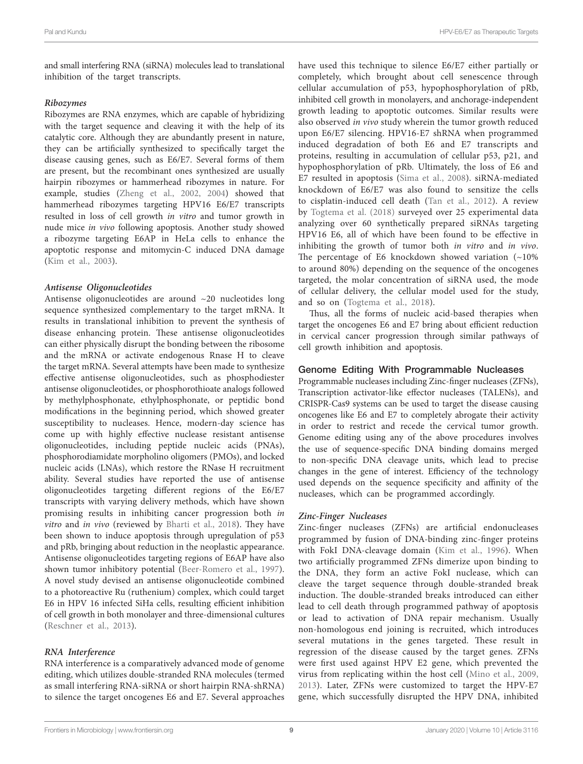and small interfering RNA (siRNA) molecules lead to translational inhibition of the target transcripts.

#### *Ribozymes*

Ribozymes are RNA enzymes, which are capable of hybridizing with the target sequence and cleaving it with the help of its catalytic core. Although they are abundantly present in nature, they can be artificially synthesized to specifically target the disease causing genes, such as E6/E7. Several forms of them are present, but the recombinant ones synthesized are usually hairpin ribozymes or hammerhead ribozymes in nature. For example, studies (Zheng et al., 2002, 2004) showed that hammerhead ribozymes targeting HPV16 E6/E7 transcripts resulted in loss of cell growth *in vitro* and tumor growth in nude mice *in vivo* following apoptosis. Another study showed a ribozyme targeting E6AP in HeLa cells to enhance the apoptotic response and mitomycin-C induced DNA damage (Kim et al., 2003).

#### *Antisense Oligonucleotides*

Antisense oligonucleotides are around ~20 nucleotides long sequence synthesized complementary to the target mRNA. It results in translational inhibition to prevent the synthesis of disease enhancing protein. These antisense oligonucleotides can either physically disrupt the bonding between the ribosome and the mRNA or activate endogenous Rnase H to cleave the target mRNA. Several attempts have been made to synthesize effective antisense oligonucleotides, such as phosphodiester antisense oligonucleotides, or phosphorothioate analogs followed by methylphosphonate, ethylphosphonate, or peptidic bond modifications in the beginning period, which showed greater susceptibility to nucleases. Hence, modern-day science has come up with highly effective nuclease resistant antisense oligonucleotides, including peptide nucleic acids (PNAs), phosphorodiamidate morpholino oligomers (PMOs), and locked nucleic acids (LNAs), which restore the RNase H recruitment ability. Several studies have reported the use of antisense oligonucleotides targeting different regions of the E6/E7 transcripts with varying delivery methods, which have shown promising results in inhibiting cancer progression both *in vitro* and *in vivo* (reviewed by Bharti et al., 2018). They have been shown to induce apoptosis through upregulation of p53 and pRb, bringing about reduction in the neoplastic appearance. Antisense oligonucleotides targeting regions of E6AP have also shown tumor inhibitory potential (Beer-Romero et al., 1997). A novel study devised an antisense oligonucleotide combined to a photoreactive Ru (ruthenium) complex, which could target E6 in HPV 16 infected SiHa cells, resulting efficient inhibition of cell growth in both monolayer and three-dimensional cultures (Reschner et al., 2013).

#### *RNA Interference*

RNA interference is a comparatively advanced mode of genome editing, which utilizes double-stranded RNA molecules (termed as small interfering RNA-siRNA or short hairpin RNA-shRNA) to silence the target oncogenes E6 and E7. Several approaches have used this technique to silence E6/E7 either partially or completely, which brought about cell senescence through cellular accumulation of p53, hypophosphorylation of pRb, inhibited cell growth in monolayers, and anchorage-independent growth leading to apoptotic outcomes. Similar results were also observed *in vivo* study wherein the tumor growth reduced upon E6/E7 silencing. HPV16-E7 shRNA when programmed induced degradation of both E6 and E7 transcripts and proteins, resulting in accumulation of cellular p53, p21, and hypophosphorylation of pRb. Ultimately, the loss of E6 and E7 resulted in apoptosis (Sima et al., 2008). siRNA-mediated knockdown of E6/E7 was also found to sensitize the cells to cisplatin-induced cell death (Tan et al., 2012). A review by Togtema et al. (2018) surveyed over 25 experimental data analyzing over 60 synthetically prepared siRNAs targeting HPV16 E6, all of which have been found to be effective in inhibiting the growth of tumor both *in vitro* and *in vivo*. The percentage of E6 knockdown showed variation (~10% to around 80%) depending on the sequence of the oncogenes targeted, the molar concentration of siRNA used, the mode of cellular delivery, the cellular model used for the study, and so on (Togtema et al., 2018).

Thus, all the forms of nucleic acid-based therapies when target the oncogenes E6 and E7 bring about efficient reduction in cervical cancer progression through similar pathways of cell growth inhibition and apoptosis.

### Genome Editing With Programmable Nucleases

Programmable nucleases including Zinc-finger nucleases (ZFNs), Transcription activator-like effector nucleases (TALENs), and CRISPR-Cas9 systems can be used to target the disease causing oncogenes like E6 and E7 to completely abrogate their activity in order to restrict and recede the cervical tumor growth. Genome editing using any of the above procedures involves the use of sequence-specific DNA binding domains merged to non-specific DNA cleavage units, which lead to precise changes in the gene of interest. Efficiency of the technology used depends on the sequence specificity and affinity of the nucleases, which can be programmed accordingly.

#### *Zinc-Finger Nucleases*

Zinc-finger nucleases (ZFNs) are artificial endonucleases programmed by fusion of DNA-binding zinc-finger proteins with FokI DNA-cleavage domain (Kim et al., 1996). When two artificially programmed ZFNs dimerize upon binding to the DNA, they form an active FokI nuclease, which can cleave the target sequence through double-stranded break induction. The double-stranded breaks introduced can either lead to cell death through programmed pathway of apoptosis or lead to activation of DNA repair mechanism. Usually non-homologous end joining is recruited, which introduces several mutations in the genes targeted. These result in regression of the disease caused by the target genes. ZFNs were first used against HPV E2 gene, which prevented the virus from replicating within the host cell (Mino et al., 2009, 2013). Later, ZFNs were customized to target the HPV-E7 gene, which successfully disrupted the HPV DNA, inhibited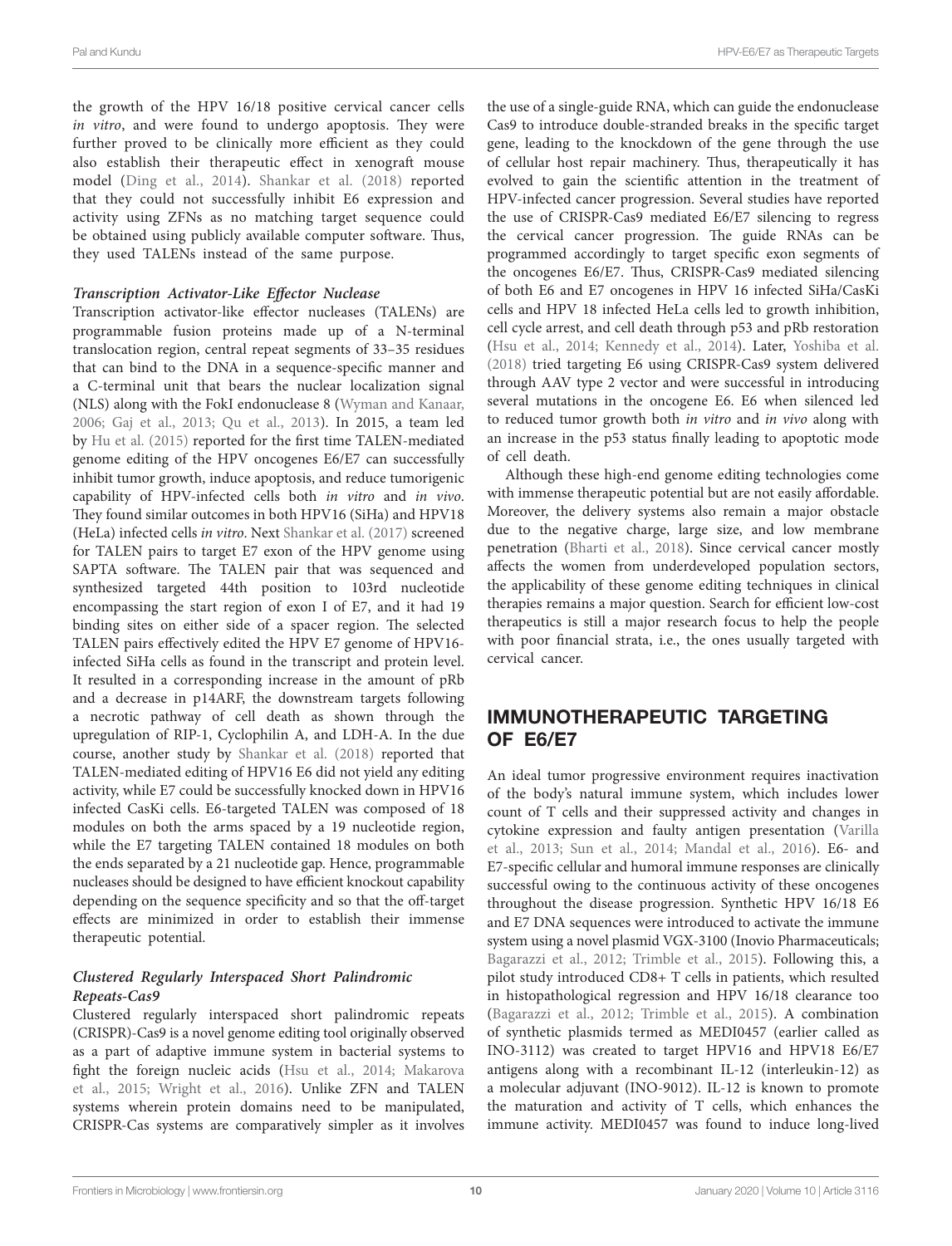the growth of the HPV 16/18 positive cervical cancer cells *in vitro*, and were found to undergo apoptosis. They were further proved to be clinically more efficient as they could also establish their therapeutic effect in xenograft mouse model (Ding et al., 2014). Shankar et al. (2018) reported that they could not successfully inhibit E6 expression and activity using ZFNs as no matching target sequence could be obtained using publicly available computer software. Thus, they used TALENs instead of the same purpose.

#### *Transcription Activator-Like Effector Nuclease*

Transcription activator-like effector nucleases (TALENs) are programmable fusion proteins made up of a N-terminal translocation region, central repeat segments of 33–35 residues that can bind to the DNA in a sequence-specific manner and a C-terminal unit that bears the nuclear localization signal (NLS) along with the FokI endonuclease 8 (Wyman and Kanaar, 2006; Gaj et al., 2013; Qu et al., 2013). In 2015, a team led by Hu et al. (2015) reported for the first time TALEN-mediated genome editing of the HPV oncogenes E6/E7 can successfully inhibit tumor growth, induce apoptosis, and reduce tumorigenic capability of HPV-infected cells both *in vitro* and *in vivo*. They found similar outcomes in both HPV16 (SiHa) and HPV18 (HeLa) infected cells *in vitro*. Next Shankar et al. (2017) screened for TALEN pairs to target E7 exon of the HPV genome using SAPTA software. The TALEN pair that was sequenced and synthesized targeted 44th position to 103rd nucleotide encompassing the start region of exon I of E7, and it had 19 binding sites on either side of a spacer region. The selected TALEN pairs effectively edited the HPV E7 genome of HPV16-infected SiHa cells as found in the transcript and protein level. It resulted in a corresponding increase in the amount of pRb and a decrease in p14ARF, the downstream targets following a necrotic pathway of cell death as shown through the upregulation of RIP-1, Cyclophilin A, and LDH-A. In the due course, another study by Shankar et al. (2018) reported that TALEN-mediated editing of HPV16 E6 did not yield any editing activity, while E7 could be successfully knocked down in HPV16 infected CasKi cells. E6-targeted TALEN was composed of 18 modules on both the arms spaced by a 19 nucleotide region, while the E7 targeting TALEN contained 18 modules on both the ends separated by a 21 nucleotide gap. Hence, programmable nucleases should be designed to have efficient knockout capability depending on the sequence specificity and so that the off-target effects are minimized in order to establish their immense therapeutic potential.

#### *Clustered Regularly Interspaced Short Palindromic Repeats-Cas9*

Clustered regularly interspaced short palindromic repeats (CRISPR)-Cas9 is a novel genome editing tool originally observed as a part of adaptive immune system in bacterial systems to fight the foreign nucleic acids (Hsu et al., 2014; Makarova et al., 2015; Wright et al., 2016). Unlike ZFN and TALEN systems wherein protein domains need to be manipulated, CRISPR-Cas systems are comparatively simpler as it involves the use of a single-guide RNA, which can guide the endonuclease Cas9 to introduce double-stranded breaks in the specific target gene, leading to the knockdown of the gene through the use of cellular host repair machinery. Thus, therapeutically it has evolved to gain the scientific attention in the treatment of HPV-infected cancer progression. Several studies have reported the use of CRISPR-Cas9 mediated E6/E7 silencing to regress the cervical cancer progression. The guide RNAs can be programmed accordingly to target specific exon segments of the oncogenes E6/E7. Thus, CRISPR-Cas9 mediated silencing of both E6 and E7 oncogenes in HPV 16 infected SiHa/CasKi cells and HPV 18 infected HeLa cells led to growth inhibition, cell cycle arrest, and cell death through p53 and pRb restoration (Hsu et al., 2014; Kennedy et al., 2014). Later, Yoshiba et al. (2018) tried targeting E6 using CRISPR-Cas9 system delivered through AAV type 2 vector and were successful in introducing several mutations in the oncogene E6. E6 when silenced led to reduced tumor growth both *in vitro* and *in vivo* along with an increase in the p53 status finally leading to apoptotic mode of cell death.

Although these high-end genome editing technologies come with immense therapeutic potential but are not easily affordable. Moreover, the delivery systems also remain a major obstacle due to the negative charge, large size, and low membrane penetration (Bharti et al., 2018). Since cervical cancer mostly affects the women from underdeveloped population sectors, the applicability of these genome editing techniques in clinical therapies remains a major question. Search for efficient low-cost therapeutics is still a major research focus to help the people with poor financial strata, i.e., the ones usually targeted with cervical cancer.

## IMMUNOTHERAPEUTIC TARGETING OF E6/E7

An ideal tumor progressive environment requires inactivation of the body's natural immune system, which includes lower count of T cells and their suppressed activity and changes in cytokine expression and faulty antigen presentation (Varilla et al., 2013; Sun et al., 2014; Mandal et al., 2016). E6- and E7-specific cellular and humoral immune responses are clinically successful owing to the continuous activity of these oncogenes throughout the disease progression. Synthetic HPV 16/18 E6 and E7 DNA sequences were introduced to activate the immune system using a novel plasmid VGX-3100 (Inovio Pharmaceuticals; Bagarazzi et al., 2012; Trimble et al., 2015). Following this, a pilot study introduced CD8+ T cells in patients, which resulted in histopathological regression and HPV 16/18 clearance too (Bagarazzi et al., 2012; Trimble et al., 2015). A combination of synthetic plasmids termed as MEDI0457 (earlier called as INO-3112) was created to target HPV16 and HPV18 E6/E7 antigens along with a recombinant IL-12 (interleukin-12) as a molecular adjuvant (INO-9012). IL-12 is known to promote the maturation and activity of T cells, which enhances the immune activity. MEDI0457 was found to induce long-lived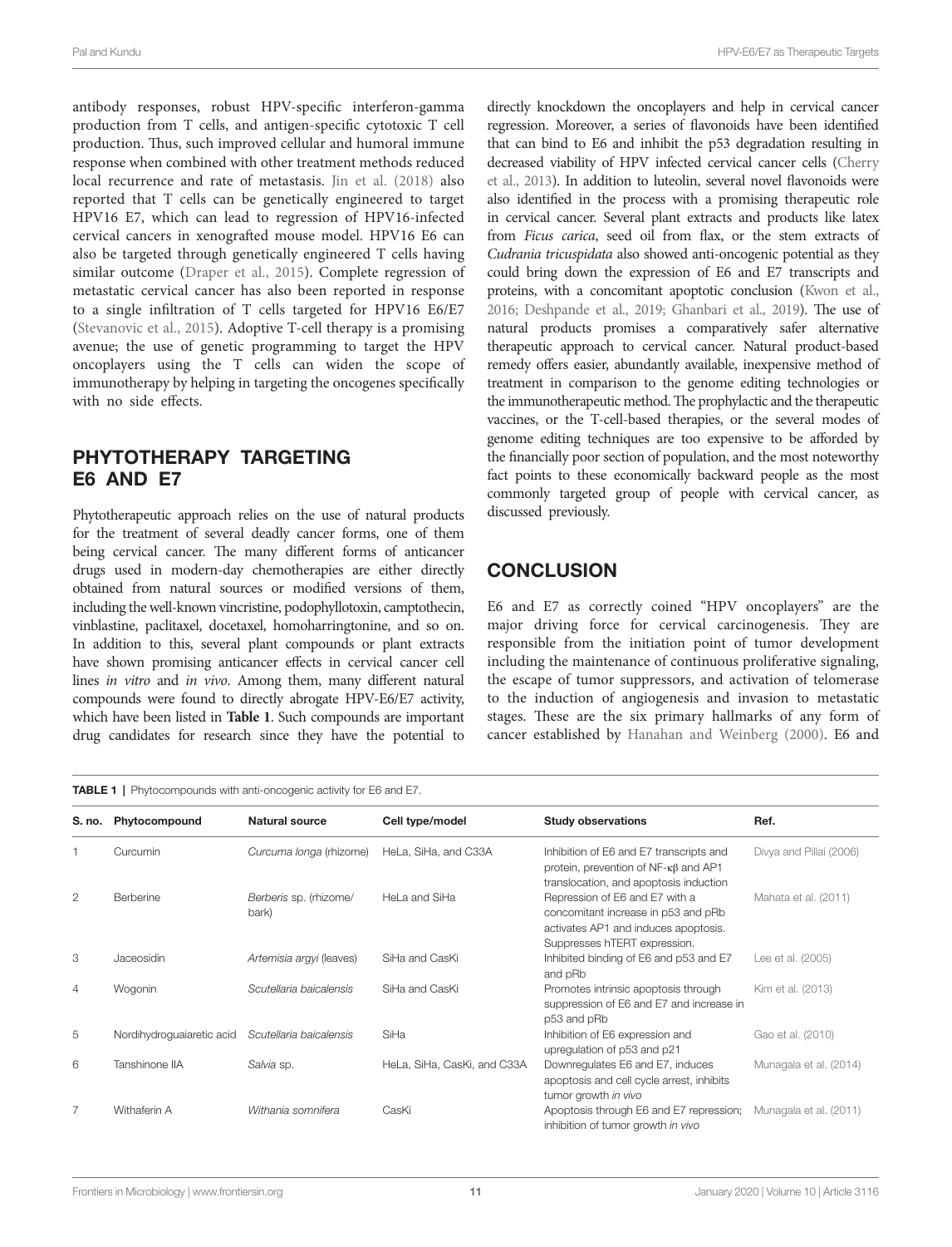antibody responses, robust HPV-specific interferon-gamma production from T cells, and antigen-specific cytotoxic T cell production. Thus, such improved cellular and humoral immune response when combined with other treatment methods reduced local recurrence and rate of metastasis. Jin et al. (2018) also reported that T cells can be genetically engineered to target HPV16 E7, which can lead to regression of HPV16-infected cervical cancers in xenografted mouse model. HPV16 E6 can also be targeted through genetically engineered T cells having similar outcome (Draper et al., 2015). Complete regression of metastatic cervical cancer has also been reported in response to a single infiltration of T cells targeted for HPV16 E6/E7 (Stevanovic et al., 2015). Adoptive T-cell therapy is a promising avenue; the use of genetic programming to target the HPV oncoplayers using the T cells can widen the scope of immunotherapy by helping in targeting the oncogenes specifically with no side effects.

## PHYTOTHERAPY TARGETING E6 AND E7

Phytotherapeutic approach relies on the use of natural products for the treatment of several deadly cancer forms, one of them being cervical cancer. The many different forms of anticancer drugs used in modern-day chemotherapies are either directly obtained from natural sources or modified versions of them, including the well-known vincristine, podophyllotoxin, camptothecin, vinblastine, paclitaxel, docetaxel, homoharringtonine, and so on. In addition to this, several plant compounds or plant extracts have shown promising anticancer effects in cervical cancer cell lines *in vitro* and *in vivo*. Among them, many different natural compounds were found to directly abrogate HPV-E6/E7 activity, which have been listed in **Table 1**. Such compounds are important drug candidates for research since they have the potential to directly knockdown the oncoplayers and help in cervical cancer regression. Moreover, a series of flavonoids have been identified that can bind to E6 and inhibit the p53 degradation resulting in decreased viability of HPV infected cervical cancer cells (Cherry et al., 2013). In addition to luteolin, several novel flavonoids were also identified in the process with a promising therapeutic role in cervical cancer. Several plant extracts and products like latex from *Ficus carica*, seed oil from flax, or the stem extracts of *Cudrania tricuspidata* also showed anti-oncogenic potential as they could bring down the expression of E6 and E7 transcripts and proteins, with a concomitant apoptotic conclusion (Kwon et al., 2016; Deshpande et al., 2019; Ghanbari et al., 2019). The use of natural products promises a comparatively safer alternative therapeutic approach to cervical cancer. Natural product-based remedy offers easier, abundantly available, inexpensive method of treatment in comparison to the genome editing technologies or the immunotherapeutic method. The prophylactic and the therapeutic vaccines, or the T-cell-based therapies, or the several modes of genome editing techniques are too expensive to be afforded by the financially poor section of population, and the most noteworthy fact points to these economically backward people as the most commonly targeted group of people with cervical cancer, as discussed previously.

## CONCLUSION

E6 and E7 as correctly coined "HPV oncoplayers" are the major driving force for cervical carcinogenesis. They are responsible from the initiation point of tumor development including the maintenance of continuous proliferative signaling, the escape of tumor suppressors, and activation of telomerase to the induction of angiogenesis and invasion to metastatic stages. These are the six primary hallmarks of any form of cancer established by Hanahan and Weinberg (2000). E6 and

**TABLE 1** | Phytocompounds with anti-oncogenic activity for E6 and E7.

| S. no. | Phytocompound | Natural source | Cell type/model | Study observations | Ref. |
|---|---|---|---|---|---|
| 1 | Curcumin | *Curcuma longa* (rhizome) | HeLa, SiHa, and C33A | Inhibition of E6 and E7 transcripts and protein, prevention of NF-κβ and AP1 translocation, and apoptosis induction | Divya and Pillai (2006) |
| 2 | Berberine | *Berberis* sp. (rhizome/bark) | HeLa and SiHa | Repression of E6 and E7 with a concomitant increase in p53 and pRb activates AP1 and induces apoptosis. Suppresses hTERT expression. | Mahata et al. (2011) |
| 3 | Jaceosidin | *Artemisia argyi* (leaves) | SiHa and CasKi | Inhibited binding of E6 and p53 and E7 and pRb | Lee et al. (2005) |
| 4 | Wogonin | *Scutellaria baicalensis* | SiHa and CasKi | Promotes intrinsic apoptosis through suppression of E6 and E7 and increase in p53 and pRb | Kim et al. (2013) |
| 5 | Nordihydroguaiaretic acid | *Scutellaria baicalensis* | SiHa | Inhibition of E6 expression and upregulation of p53 and p21 | Gao et al. (2010) |
| 6 | Tanshinone IIA | *Salvia* sp. | HeLa, SiHa, CasKi, and C33A | Downregulates E6 and E7, induces apoptosis and cell cycle arrest, inhibits tumor growth *in vivo* | Munagala et al. (2014) |
| 7 | Withaferin A | *Withania somnifera* | CasKi | Apoptosis through E6 and E7 repression; inhibition of tumor growth *in vivo* | Munagala et al. (2011) |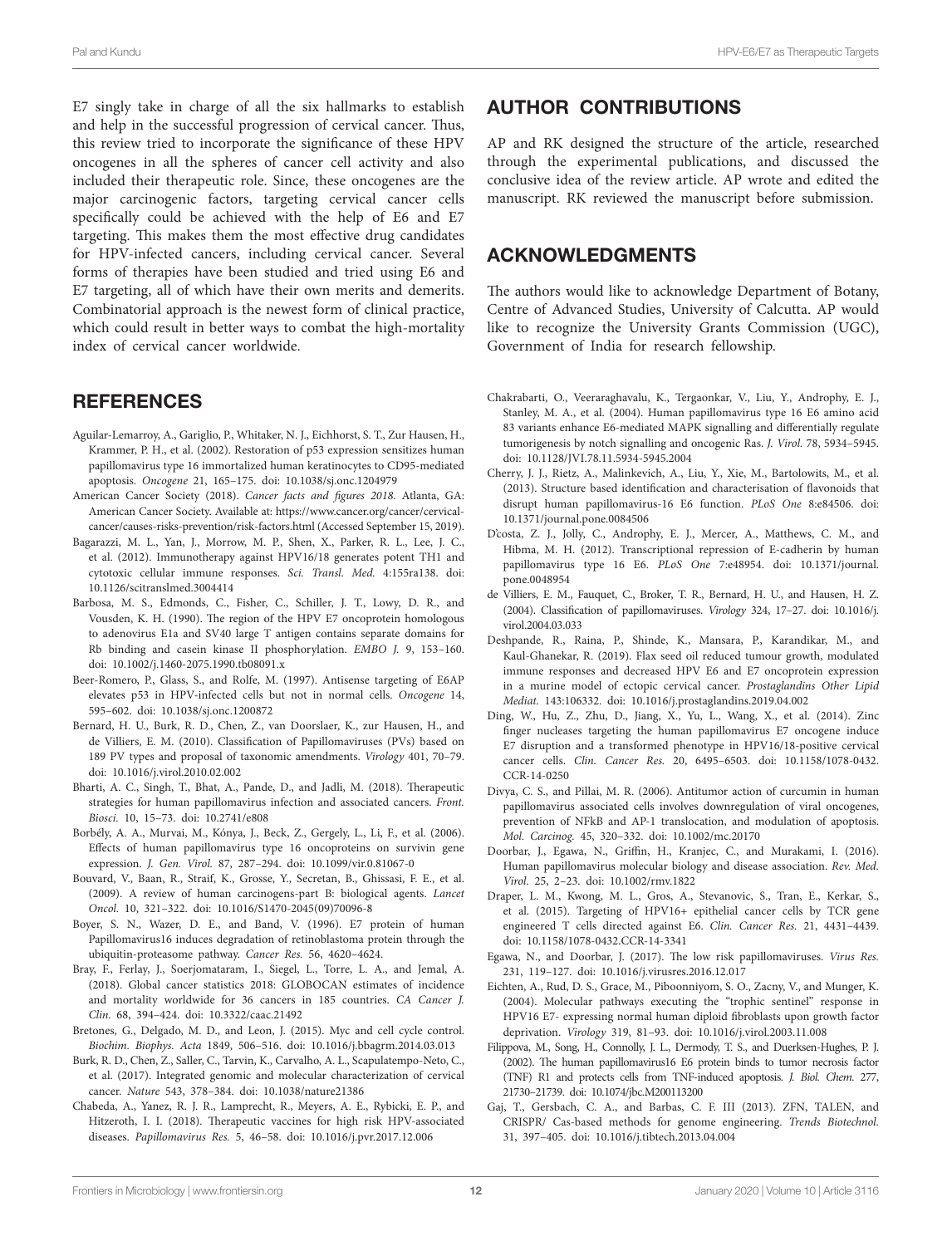E7 singly take in charge of all the six hallmarks to establish and help in the successful progression of cervical cancer. Thus, this review tried to incorporate the significance of these HPV oncogenes in all the spheres of cancer cell activity and also included their therapeutic role. Since, these oncogenes are the major carcinogenic factors, targeting cervical cancer cells specifically could be achieved with the help of E6 and E7 targeting. This makes them the most effective drug candidates for HPV-infected cancers, including cervical cancer. Several forms of therapies have been studied and tried using E6 and E7 targeting, all of which have their own merits and demerits. Combinatorial approach is the newest form of clinical practice, which could result in better ways to combat the high-mortality index of cervical cancer worldwide.

## AUTHOR CONTRIBUTIONS

AP and RK designed the structure of the article, researched through the experimental publications, and discussed the conclusive idea of the review article. AP wrote and edited the manuscript. RK reviewed the manuscript before submission.

## ACKNOWLEDGMENTS

The authors would like to acknowledge Department of Botany, Centre of Advanced Studies, University of Calcutta. AP would like to recognize the University Grants Commission (UGC), Government of India for research fellowship.

## REFERENCES

Aguilar-Lemarroy, A., Gariglio, P., Whitaker, N. J., Eichhorst, S. T., Zur Hausen, H., Krammer, P. H., et al. (2002). Restoration of p53 expression sensitizes human papillomavirus type 16 immortalized human keratinocytes to CD95-mediated apoptosis. *Oncogene* 21, 165–175. doi: 10.1038/sj.onc.1204979

American Cancer Society (2018). *Cancer facts and figures 2018*. Atlanta, GA: American Cancer Society. Available at: https://www.cancer.org/cancer/cervical-cancer/causes-risks-prevention/risk-factors.html (Accessed September 15, 2019).

Bagarazzi, M. L., Yan, J., Morrow, M. P., Shen, X., Parker, R. L., Lee, J. C., et al. (2012). Immunotherapy against HPV16/18 generates potent TH1 and cytotoxic cellular immune responses. *Sci. Transl. Med.* 4:155ra138. doi: 10.1126/scitranslmed.3004414

Barbosa, M. S., Edmonds, C., Fisher, C., Schiller, J. T., Lowy, D. R., and Vousden, K. H. (1990). The region of the HPV E7 oncoprotein homologous to adenovirus E1a and SV40 large T antigen contains separate domains for Rb binding and casein kinase II phosphorylation. *EMBO J.* 9, 153–160. doi: 10.1002/j.1460-2075.1990.tb08091.x

Beer-Romero, P., Glass, S., and Rolfe, M. (1997). Antisense targeting of E6AP elevates p53 in HPV-infected cells but not in normal cells. *Oncogene* 14, 595–602. doi: 10.1038/sj.onc.1200872

Bernard, H. U., Burk, R. D., Chen, Z., van Doorslaer, K., zur Hausen, H., and de Villiers, E. M. (2010). Classification of Papillomaviruses (PVs) based on 189 PV types and proposal of taxonomic amendments. *Virology* 401, 70–79. doi: 10.1016/j.virol.2010.02.002

Bharti, A. C., Singh, T., Bhat, A., Pande, D., and Jadli, M. (2018). Therapeutic strategies for human papillomavirus infection and associated cancers. *Front. Biosci.* 10, 15–73. doi: 10.2741/e808

Borbély, A. A., Murvai, M., Kónya, J., Beck, Z., Gergely, L., Li, F., et al. (2006). Effects of human papillomavirus type 16 oncoproteins on survivin gene expression. *J. Gen. Virol.* 87, 287–294. doi: 10.1099/vir.0.81067-0

Bouvard, V., Baan, R., Straif, K., Grosse, Y., Secretan, B., Ghissasi, F. E., et al. (2009). A review of human carcinogens-part B: biological agents. *Lancet Oncol.* 10, 321–322. doi: 10.1016/S1470-2045(09)70096-8

Boyer, S. N., Wazer, D. E., and Band, V. (1996). E7 protein of human Papillomavirus16 induces degradation of retinoblastoma protein through the ubiquitin-proteasome pathway. *Cancer Res.* 56, 4620–4624.

Bray, F., Ferlay, J., Soerjomataram, I., Siegel, L., Torre, L. A., and Jemal, A. (2018). Global cancer statistics 2018: GLOBOCAN estimates of incidence and mortality worldwide for 36 cancers in 185 countries. *CA Cancer J. Clin.* 68, 394–424. doi: 10.3322/caac.21492

Bretones, G., Delgado, M. D., and Leon, J. (2015). Myc and cell cycle control. *Biochim. Biophys. Acta* 1849, 506–516. doi: 10.1016/j.bbagrm.2014.03.013

Burk, R. D., Chen, Z., Saller, C., Tarvin, K., Carvalho, A. L., Scapulatempo-Neto, C., et al. (2017). Integrated genomic and molecular characterization of cervical cancer. *Nature* 543, 378–384. doi: 10.1038/nature21386

Chabeda, A., Yanez, R. J. R., Lamprecht, R., Meyers, A. E., Rybicki, E. P., and Hitzeroth, I. I. (2018). Therapeutic vaccines for high risk HPV-associated diseases. *Papillomavirus Res.* 5, 46–58. doi: 10.1016/j.pvr.2017.12.006

Chakrabarti, O., Veeraraghavalu, K., Tergaonkar, V., Liu, Y., Androphy, E. J., Stanley, M. A., et al. (2004). Human papillomavirus type 16 E6 amino acid 83 variants enhance E6-mediated MAPK signalling and differentially regulate tumorigenesis by notch signalling and oncogenic Ras. *J. Virol.* 78, 5934–5945. doi: 10.1128/JVI.78.11.5934-5945.2004

Cherry, J. J., Rietz, A., Malinkevich, A., Liu, Y., Xie, M., Bartolowits, M., et al. (2013). Structure based identification and characterisation of flavonoids that disrupt human papillomavirus-16 E6 function. *PLoS One* 8:e84506. doi: 10.1371/journal.pone.0084506

D'costa, Z. J., Jolly, C., Androphy, E. J., Mercer, A., Matthews, C. M., and Hibma, M. H. (2012). Transcriptional repression of E-cadherin by human papillomavirus type 16 E6. *PLoS One* 7:e48954. doi: 10.1371/journal.pone.0048954

de Villiers, E. M., Fauquet, C., Broker, T. R., Bernard, H. U., and Hausen, H. Z. (2004). Classification of papillomaviruses. *Virology* 324, 17–27. doi: 10.1016/j.virol.2004.03.033

Deshpande, R., Raina, P., Shinde, K., Mansara, P., Karandikar, M., and Kaul-Ghanekar, R. (2019). Flax seed oil reduced tumour growth, modulated immune responses and decreased HPV E6 and E7 oncoprotein expression in a murine model of ectopic cervical cancer. *Prostaglandins Other Lipid Mediat.* 143:106332. doi: 10.1016/j.prostaglandins.2019.04.002

Ding, W., Hu, Z., Zhu, D., Jiang, X., Yu, L., Wang, X., et al. (2014). Zinc finger nucleases targeting the human papillomavirus E7 oncogene induce E7 disruption and a transformed phenotype in HPV16/18-positive cervical cancer cells. *Clin. Cancer Res.* 20, 6495–6503. doi: 10.1158/1078-0432.CCR-14-0250

Divya, C. S., and Pillai, M. R. (2006). Antitumor action of curcumin in human papillomavirus associated cells involves downregulation of viral oncogenes, prevention of NFkB and AP-1 translocation, and modulation of apoptosis. *Mol. Carcinog.* 45, 320–332. doi: 10.1002/mc.20170

Doorbar, J., Egawa, N., Griffin, H., Kranjec, C., and Murakami, I. (2016). Human papillomavirus molecular biology and disease association. *Rev. Med. Virol.* 25, 2–23. doi: 10.1002/rmv.1822

Draper, L. M., Kwong, M. L., Gros, A., Stevanovic, S., Tran, E., Kerkar, S., et al. (2015). Targeting of HPV16+ epithelial cancer cells by TCR gene engineered T cells directed against E6. *Clin. Cancer Res.* 21, 4431–4439. doi: 10.1158/1078-0432.CCR-14-3341

Egawa, N., and Doorbar, J. (2017). The low risk papillomaviruses. *Virus Res.* 231, 119–127. doi: 10.1016/j.virusres.2016.12.017

Eichten, A., Rud, D. S., Grace, M., Piboonniyom, S. O., Zacny, V., and Munger, K. (2004). Molecular pathways executing the "trophic sentinel" response in HPV16 E7- expressing normal human diploid fibroblasts upon growth factor deprivation. *Virology* 319, 81–93. doi: 10.1016/j.virol.2003.11.008

Filippova, M., Song, H., Connolly, J. L., Dermody, T. S., and Duerksen-Hughes, P. J. (2002). The human papillomavirus16 E6 protein binds to tumor necrosis factor (TNF) R1 and protects cells from TNF-induced apoptosis. *J. Biol. Chem.* 277, 21730–21739. doi: 10.1074/jbc.M200113200

Gaj, T., Gersbach, C. A., and Barbas, C. F. III (2013). ZFN, TALEN, and CRISPR/ Cas-based methods for genome engineering. *Trends Biotechnol.* 31, 397–405. doi: 10.1016/j.tibtech.2013.04.004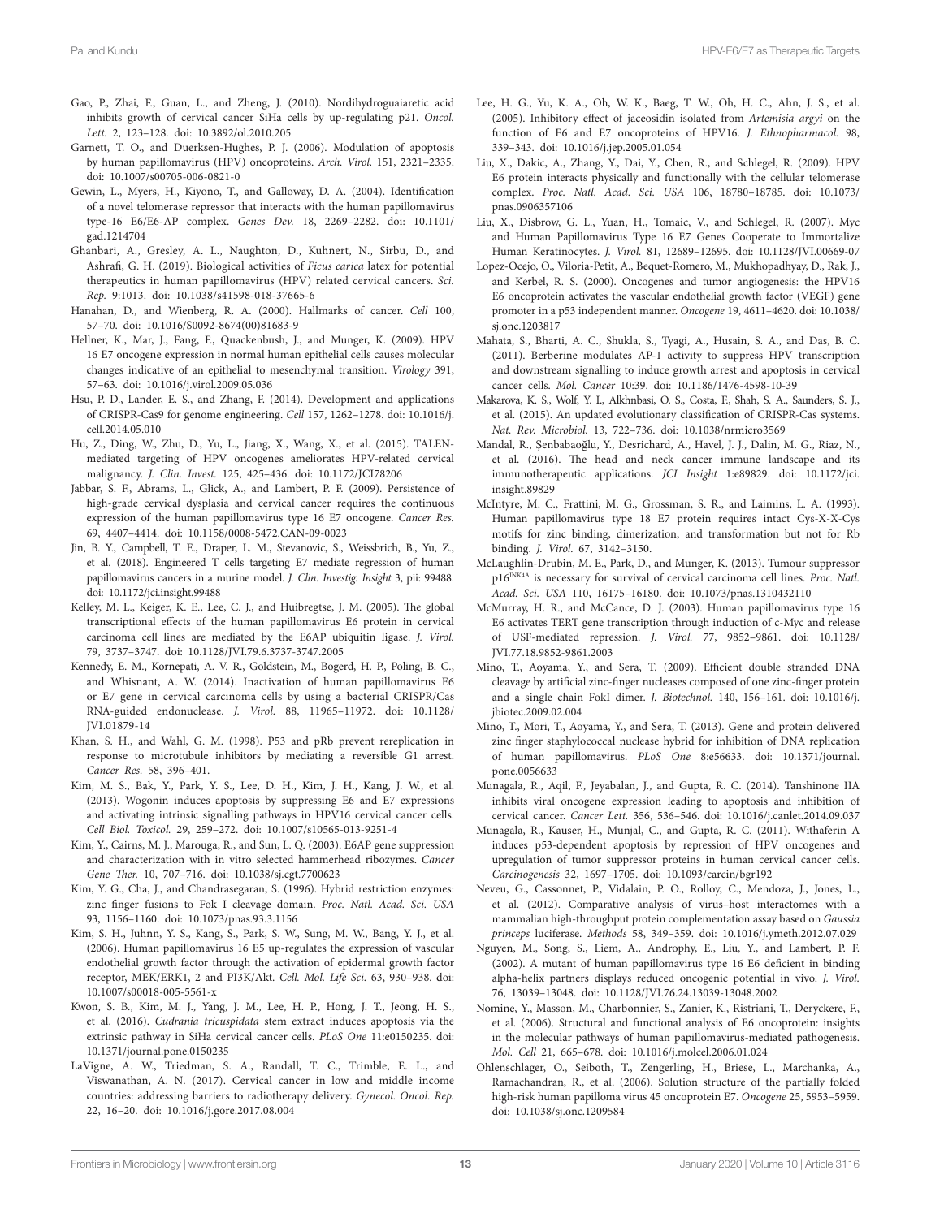Gao, P., Zhai, F., Guan, L., and Zheng, J. (2010). Nordihydroguaiaretic acid inhibits growth of cervical cancer SiHa cells by up-regulating p21. *Oncol. Lett.* 2, 123–128. doi: 10.3892/ol.2010.205

Garnett, T. O., and Duerksen-Hughes, P. J. (2006). Modulation of apoptosis by human papillomavirus (HPV) oncoproteins. *Arch. Virol.* 151, 2321–2335. doi: 10.1007/s00705-006-0821-0

Gewin, L., Myers, H., Kiyono, T., and Galloway, D. A. (2004). Identification of a novel telomerase repressor that interacts with the human papillomavirus type-16 E6/E6-AP complex. *Genes Dev.* 18, 2269–2282. doi: 10.1101/gad.1214704

Ghanbari, A., Gresley, A. L., Naughton, D., Kuhnert, N., Sirbu, D., and Ashrafi, G. H. (2019). Biological activities of *Ficus carica* latex for potential therapeutics in human papillomavirus (HPV) related cervical cancers. *Sci. Rep.* 9:1013. doi: 10.1038/s41598-018-37665-6

Hanahan, D., and Wienberg, R. A. (2000). Hallmarks of cancer. *Cell* 100, 57–70. doi: 10.1016/S0092-8674(00)81683-9

Hellner, K., Mar, J., Fang, F., Quackenbush, J., and Munger, K. (2009). HPV 16 E7 oncogene expression in normal human epithelial cells causes molecular changes indicative of an epithelial to mesenchymal transition. *Virology* 391, 57–63. doi: 10.1016/j.virol.2009.05.036

Hsu, P. D., Lander, E. S., and Zhang, F. (2014). Development and applications of CRISPR-Cas9 for genome engineering. *Cell* 157, 1262–1278. doi: 10.1016/j.cell.2014.05.010

Hu, Z., Ding, W., Zhu, D., Yu, L., Jiang, X., Wang, X., et al. (2015). TALEN-mediated targeting of HPV oncogenes ameliorates HPV-related cervical malignancy. *J. Clin. Invest.* 125, 425–436. doi: 10.1172/JCI78206

Jabbar, S. F., Abrams, L., Glick, A., and Lambert, P. F. (2009). Persistence of high-grade cervical dysplasia and cervical cancer requires the continuous expression of the human papillomavirus type 16 E7 oncogene. *Cancer Res.* 69, 4407–4414. doi: 10.1158/0008-5472.CAN-09-0023

Jin, B. Y., Campbell, T. E., Draper, L. M., Stevanovic, S., Weissbrich, B., Yu, Z., et al. (2018). Engineered T cells targeting E7 mediate regression of human papillomavirus cancers in a murine model. *J. Clin. Investig. Insight* 3, pii: 99488. doi: 10.1172/jci.insight.99488

Kelley, M. L., Keiger, K. E., Lee, C. J., and Huibregtse, J. M. (2005). The global transcriptional effects of the human papillomavirus E6 protein in cervical carcinoma cell lines are mediated by the E6AP ubiquitin ligase. *J. Virol.* 79, 3737–3747. doi: 10.1128/JVI.79.6.3737-3747.2005

Kennedy, E. M., Kornepati, A. V. R., Goldstein, M., Bogerd, H. P., Poling, B. C., and Whisnant, A. W. (2014). Inactivation of human papillomavirus E6 or E7 gene in cervical carcinoma cells by using a bacterial CRISPR/Cas RNA-guided endonuclease. *J. Virol.* 88, 11965–11972. doi: 10.1128/JVI.01879-14

Khan, S. H., and Wahl, G. M. (1998). P53 and pRb prevent rereplication in response to microtubule inhibitors by mediating a reversible G1 arrest. *Cancer Res.* 58, 396–401.

Kim, M. S., Bak, Y., Park, Y. S., Lee, D. H., Kim, J. H., Kang, J. W., et al. (2013). Wogonin induces apoptosis by suppressing E6 and E7 expressions and activating intrinsic signalling pathways in HPV16 cervical cancer cells. *Cell Biol. Toxicol.* 29, 259–272. doi: 10.1007/s10565-013-9251-4

Kim, Y., Cairns, M. J., Marouga, R., and Sun, L. Q. (2003). E6AP gene suppression and characterization with in vitro selected hammerhead ribozymes. *Cancer Gene Ther.* 10, 707–716. doi: 10.1038/sj.cgt.7700623

Kim, Y. G., Cha, J., and Chandrasegaran, S. (1996). Hybrid restriction enzymes: zinc finger fusions to Fok I cleavage domain. *Proc. Natl. Acad. Sci. USA* 93, 1156–1160. doi: 10.1073/pnas.93.3.1156

Kim, S. H., Juhnn, Y. S., Kang, S., Park, S. W., Sung, M. W., Bang, Y. J., et al. (2006). Human papillomavirus 16 E5 up-regulates the expression of vascular endothelial growth factor through the activation of epidermal growth factor receptor, MEK/ERK1, 2 and PI3K/Akt. *Cell. Mol. Life Sci.* 63, 930–938. doi: 10.1007/s00018-005-5561-x

Kwon, S. B., Kim, M. J., Yang, J. M., Lee, H. P., Hong, J. T., Jeong, H. S., et al. (2016). *Cudrania tricuspidata* stem extract induces apoptosis via the extrinsic pathway in SiHa cervical cancer cells. *PLoS One* 11:e0150235. doi: 10.1371/journal.pone.0150235

LaVigne, A. W., Triedman, S. A., Randall, T. C., Trimble, E. L., and Viswanathan, A. N. (2017). Cervical cancer in low and middle income countries: addressing barriers to radiotherapy delivery. *Gynecol. Oncol. Rep.* 22, 16–20. doi: 10.1016/j.gore.2017.08.004

Lee, H. G., Yu, K. A., Oh, W. K., Baeg, T. W., Oh, H. C., Ahn, J. S., et al. (2005). Inhibitory effect of jaceosidin isolated from *Artemisia argyi* on the function of E6 and E7 oncoproteins of HPV16. *J. Ethnopharmacol.* 98, 339–343. doi: 10.1016/j.jep.2005.01.054

Liu, X., Dakic, A., Zhang, Y., Dai, Y., Chen, R., and Schlegel, R. (2009). HPV E6 protein interacts physically and functionally with the cellular telomerase complex. *Proc. Natl. Acad. Sci. USA* 106, 18780–18785. doi: 10.1073/pnas.0906357106

Liu, X., Disbrow, G. L., Yuan, H., Tomaic, V., and Schlegel, R. (2007). Myc and Human Papillomavirus Type 16 E7 Genes Cooperate to Immortalize Human Keratinocytes. *J. Virol.* 81, 12689–12695. doi: 10.1128/JVI.00669-07

Lopez-Ocejo, O., Viloria-Petit, A., Bequet-Romero, M., Mukhopadhyay, D., Rak, J., and Kerbel, R. S. (2000). Oncogenes and tumor angiogenesis: the HPV16 E6 oncoprotein activates the vascular endothelial growth factor (VEGF) gene promoter in a p53 independent manner. *Oncogene* 19, 4611–4620. doi: 10.1038/sj.onc.1203817

Mahata, S., Bharti, A. C., Shukla, S., Tyagi, A., Husain, S. A., and Das, B. C. (2011). Berberine modulates AP-1 activity to suppress HPV transcription and downstream signalling to induce growth arrest and apoptosis in cervical cancer cells. *Mol. Cancer* 10:39. doi: 10.1186/1476-4598-10-39

Makarova, K. S., Wolf, Y. I., Alkhnbasi, O. S., Costa, F., Shah, S. A., Saunders, S. J., et al. (2015). An updated evolutionary classification of CRISPR-Cas systems. *Nat. Rev. Microbiol.* 13, 722–736. doi: 10.1038/nrmicro3569

Mandal, R., Şenbabaoğlu, Y., Desrichard, A., Havel, J. J., Dalin, M. G., Riaz, N., et al. (2016). The head and neck cancer immune landscape and its immunotherapeutic applications. *JCI Insight* 1:e89829. doi: 10.1172/jci.insight.89829

McIntyre, M. C., Frattini, M. G., Grossman, S. R., and Laimins, L. A. (1993). Human papillomavirus type 18 E7 protein requires intact Cys-X-X-Cys motifs for zinc binding, dimerization, and transformation but not for Rb binding. *J. Virol.* 67, 3142–3150.

McLaughlin-Drubin, M. E., Park, D., and Munger, K. (2013). Tumour suppressor p16$^{INK4A}$ is necessary for survival of cervical carcinoma cell lines. *Proc. Natl. Acad. Sci. USA* 110, 16175–16180. doi: 10.1073/pnas.1310432110

McMurray, H. R., and McCance, D. J. (2003). Human papillomavirus type 16 E6 activates TERT gene transcription through induction of c-Myc and release of USF-mediated repression. *J. Virol.* 77, 9852–9861. doi: 10.1128/JVI.77.18.9852-9861.2003

Mino, T., Aoyama, Y., and Sera, T. (2009). Efficient double stranded DNA cleavage by artificial zinc-finger nucleases composed of one zinc-finger protein and a single chain FokI dimer. *J. Biotechnol.* 140, 156–161. doi: 10.1016/j.jbiotec.2009.02.004

Mino, T., Mori, T., Aoyama, Y., and Sera, T. (2013). Gene and protein delivered zinc finger staphylococcal nuclease hybrid for inhibition of DNA replication of human papillomavirus. *PLoS One* 8:e56633. doi: 10.1371/journal.pone.0056633

Munagala, R., Aqil, F., Jeyabalan, J., and Gupta, R. C. (2014). Tanshinone IIA inhibits viral oncogene expression leading to apoptosis and inhibition of cervical cancer. *Cancer Lett.* 356, 536–546. doi: 10.1016/j.canlet.2014.09.037

Munagala, R., Kauser, H., Munjal, C., and Gupta, R. C. (2011). Withaferin A induces p53-dependent apoptosis by repression of HPV oncogenes and upregulation of tumor suppressor proteins in human cervical cancer cells. *Carcinogenesis* 32, 1697–1705. doi: 10.1093/carcin/bgr192

Neveu, G., Cassonnet, P., Vidalain, P. O., Rolloy, C., Mendoza, J., Jones, L., et al. (2012). Comparative analysis of virus–host interactomes with a mammalian high-throughput protein complementation assay based on *Gaussia princeps* luciferase. *Methods* 58, 349–359. doi: 10.1016/j.ymeth.2012.07.029

Nguyen, M., Song, S., Liem, A., Androphy, E., Liu, Y., and Lambert, P. F. (2002). A mutant of human papillomavirus type 16 E6 deficient in binding alpha-helix partners displays reduced oncogenic potential in vivo. *J. Virol.* 76, 13039–13048. doi: 10.1128/JVI.76.24.13039-13048.2002

Nomine, Y., Masson, M., Charbonnier, S., Zanier, K., Ristriani, T., Deryckere, F., et al. (2006). Structural and functional analysis of E6 oncoprotein: insights in the molecular pathways of human papillomavirus-mediated pathogenesis. *Mol. Cell* 21, 665–678. doi: 10.1016/j.molcel.2006.01.024

Ohlenschlager, O., Seiboth, T., Zengerling, H., Briese, L., Marchanka, A., Ramachandran, R., et al. (2006). Solution structure of the partially folded high-risk human papilloma virus 45 oncoprotein E7. *Oncogene* 25, 5953–5959. doi: 10.1038/sj.onc.1209584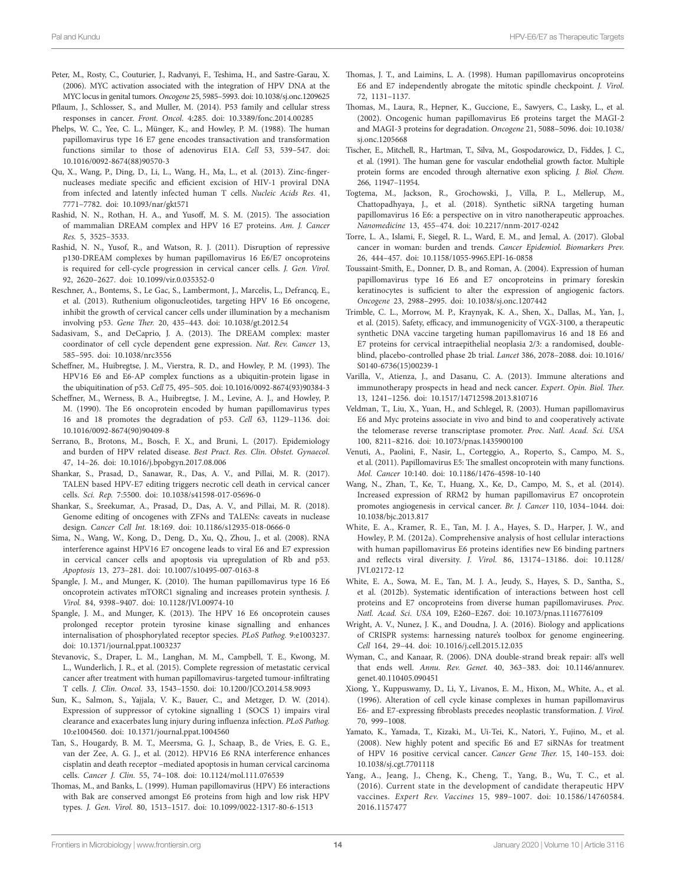Peter, M., Rosty, C., Couturier, J., Radvanyi, F., Teshima, H., and Sastre-Garau, X. (2006). MYC activation associated with the integration of HPV DNA at the MYC locus in genital tumors. *Oncogene* 25, 5985–5993. doi: 10.1038/sj.onc.1209625

Pflaum, J., Schlosser, S., and Muller, M. (2014). P53 family and cellular stress responses in cancer. *Front. Oncol.* 4:285. doi: 10.3389/fonc.2014.00285

Phelps, W. C., Yee, C. L., Münger, K., and Howley, P. M. (1988). The human papillomavirus type 16 E7 gene encodes transactivation and transformation functions similar to those of adenovirus E1A. *Cell* 53, 539–547. doi: 10.1016/0092-8674(88)90570-3

Qu, X., Wang, P., Ding, D., Li, L., Wang, H., Ma, L., et al. (2013). Zinc-finger-nucleases mediate specific and efficient excision of HIV-1 proviral DNA from infected and latently infected human T cells. *Nucleic Acids Res.* 41, 7771–7782. doi: 10.1093/nar/gkt571

Rashid, N. N., Rothan, H. A., and Yusoff, M. S. M. (2015). The association of mammalian DREAM complex and HPV 16 E7 proteins. *Am. J. Cancer Res.* 5, 3525–3533.

Rashid, N. N., Yusof, R., and Watson, R. J. (2011). Disruption of repressive p130-DREAM complexes by human papillomavirus 16 E6/E7 oncoproteins is required for cell-cycle progression in cervical cancer cells. *J. Gen. Virol.* 92, 2620–2627. doi: 10.1099/vir.0.035352-0

Reschner, A., Bontems, S., Le Gac, S., Lambermont, J., Marcelis, L., Defrancq, E., et al. (2013). Ruthenium oligonucleotides, targeting HPV 16 E6 oncogene, inhibit the growth of cervical cancer cells under illumination by a mechanism involving p53. *Gene Ther.* 20, 435–443. doi: 10.1038/gt.2012.54

Sadasivam, S., and DeCaprio, J. A. (2013). The DREAM complex: master coordinator of cell cycle dependent gene expression. *Nat. Rev. Cancer* 13, 585–595. doi: 10.1038/nrc3556

Scheffner, M., Huibregtse, J. M., Vierstra, R. D., and Howley, P. M. (1993). The HPV16 E6 and E6-AP complex functions as a ubiquitin-protein ligase in the ubiquitination of p53. *Cell* 75, 495–505. doi: 10.1016/0092-8674(93)90384-3

Scheffner, M., Werness, B. A., Huibregtse, J. M., Levine, A. J., and Howley, P. M. (1990). The E6 oncoprotein encoded by human papillomavirus types 16 and 18 promotes the degradation of p53. *Cell* 63, 1129–1136. doi: 10.1016/0092-8674(90)90409-8

Serrano, B., Brotons, M., Bosch, F. X., and Bruni, L. (2017). Epidemiology and burden of HPV related disease. *Best Pract. Res. Clin. Obstet. Gynaecol.* 47, 14–26. doi: 10.1016/j.bpobgyn.2017.08.006

Shankar, S., Prasad, D., Sanawar, R., Das, A. V., and Pillai, M. R. (2017). TALEN based HPV-E7 editing triggers necrotic cell death in cervical cancer cells. *Sci. Rep.* 7:5500. doi: 10.1038/s41598-017-05696-0

Shankar, S., Sreekumar, A., Prasad, D., Das, A. V., and Pillai, M. R. (2018). Genome editing of oncogenes with ZFNs and TALENs: caveats in nuclease design. *Cancer Cell Int.* 18:169. doi: 10.1186/s12935-018-0666-0

Sima, N., Wang, W., Kong, D., Deng, D., Xu, Q., Zhou, J., et al. (2008). RNA interference against HPV16 E7 oncogene leads to viral E6 and E7 expression in cervical cancer cells and apoptosis via upregulation of Rb and p53. *Apoptosis* 13, 273–281. doi: 10.1007/s10495-007-0163-8

Spangle, J. M., and Munger, K. (2010). The human papillomavirus type 16 E6 oncoprotein activates mTORC1 signaling and increases protein synthesis. *J. Virol.* 84, 9398–9407. doi: 10.1128/JVI.00974-10

Spangle, J. M., and Munger, K. (2013). The HPV 16 E6 oncoprotein causes prolonged receptor protein tyrosine kinase signalling and enhances internalisation of phosphorylated receptor species. *PLoS Pathog.* 9:e1003237. doi: 10.1371/journal.ppat.1003237

Stevanovic, S., Draper, L. M., Langhan, M. M., Campbell, T. E., Kwong, M. L., Wunderlich, J. R., et al. (2015). Complete regression of metastatic cervical cancer after treatment with human papillomavirus-targeted tumour-infiltrating T cells. *J. Clin. Oncol.* 33, 1543–1550. doi: 10.1200/JCO.2014.58.9093

Sun, K., Salmon, S., Yajjala, V. K., Bauer, C., and Metzger, D. W. (2014). Expression of suppressor of cytokine signalling 1 (SOCS 1) impairs viral clearance and exacerbates lung injury during influenza infection. *PLoS Pathog.* 10:e1004560. doi: 10.1371/journal.ppat.1004560

Tan, S., Hougardy, B. M. T., Meersma, G. J., Schaap, B., de Vries, E. G. E., van der Zee, A. G. J., et al. (2012). HPV16 E6 RNA interference enhances cisplatin and death receptor –mediated apoptosis in human cervical carcinoma cells. *Cancer J. Clin.* 55, 74–108. doi: 10.1124/mol.111.076539

Thomas, M., and Banks, L. (1999). Human papillomavirus (HPV) E6 interactions with Bak are conserved amongst E6 proteins from high and low risk HPV types. *J. Gen. Virol.* 80, 1513–1517. doi: 10.1099/0022-1317-80-6-1513

Thomas, J. T., and Laimins, L. A. (1998). Human papillomavirus oncoproteins E6 and E7 independently abrogate the mitotic spindle checkpoint. *J. Virol.* 72, 1131–1137.

Thomas, M., Laura, R., Hepner, K., Guccione, E., Sawyers, C., Lasky, L., et al. (2002). Oncogenic human papillomavirus E6 proteins target the MAGI-2 and MAGI-3 proteins for degradation. *Oncogene* 21, 5088–5096. doi: 10.1038/sj.onc.1205668

Tischer, E., Mitchell, R., Hartman, T., Silva, M., Gospodarowicz, D., Fiddes, J. C., et al. (1991). The human gene for vascular endothelial growth factor. Multiple protein forms are encoded through alternative exon splicing. *J. Biol. Chem.* 266, 11947–11954.

Togtema, M., Jackson, R., Grochowski, J., Villa, P. L., Mellerup, M., Chattopadhyaya, J., et al. (2018). Synthetic siRNA targeting human papillomavirus 16 E6: a perspective on in vitro nanotherapeutic approaches. *Nanomedicine* 13, 455–474. doi: 10.2217/nnm-2017-0242

Torre, L. A., Islami, F., Siegel, R. L., Ward, E. M., and Jemal, A. (2017). Global cancer in woman: burden and trends. *Cancer Epidemiol. Biomarkers Prev.* 26, 444–457. doi: 10.1158/1055-9965.EPI-16-0858

Toussaint-Smith, E., Donner, D. B., and Roman, A. (2004). Expression of human papillomavirus type 16 E6 and E7 oncoproteins in primary foreskin keratinocytes is sufficient to alter the expression of angiogenic factors. *Oncogene* 23, 2988–2995. doi: 10.1038/sj.onc.1207442

Trimble, C. L., Morrow, M. P., Kraynyak, K. A., Shen, X., Dallas, M., Yan, J., et al. (2015). Safety, efficacy, and immunogenicity of VGX-3100, a therapeutic synthetic DNA vaccine targeting human papillomavirus 16 and 18 E6 and E7 proteins for cervical intraepithelial neoplasia 2/3: a randomised, double-blind, placebo-controlled phase 2b trial. *Lancet* 386, 2078–2088. doi: 10.1016/S0140-6736(15)00239-1

Varilla, V., Atienza, J., and Dasanu, C. A. (2013). Immune alterations and immunotherapy prospects in head and neck cancer. *Expert. Opin. Biol. Ther.* 13, 1241–1256. doi: 10.1517/14712598.2013.810716

Veldman, T., Liu, X., Yuan, H., and Schlegel, R. (2003). Human papillomavirus E6 and Myc proteins associate in vivo and bind to and cooperatively activate the telomerase reverse transcriptase promoter. *Proc. Natl. Acad. Sci. USA* 100, 8211–8216. doi: 10.1073/pnas.1435900100

Venuti, A., Paolini, F., Nasir, L., Corteggio, A., Roperto, S., Campo, M. S., et al. (2011). Papillomavirus E5: The smallest oncoprotein with many functions. *Mol. Cancer* 10:140. doi: 10.1186/1476-4598-10-140

Wang, N., Zhan, T., Ke, T., Huang, X., Ke, D., Campo, M. S., et al. (2014). Increased expression of RRM2 by human papillomavirus E7 oncoprotein promotes angiogenesis in cervical cancer. *Br. J. Cancer* 110, 1034–1044. doi: 10.1038/bjc.2013.817

White, E. A., Kramer, R. E., Tan, M. J. A., Hayes, S. D., Harper, J. W., and Howley, P. M. (2012a). Comprehensive analysis of host cellular interactions with human papillomavirus E6 proteins identifies new E6 binding partners and reflects viral diversity. *J. Virol.* 86, 13174–13186. doi: 10.1128/JVI.02172-12

White, E. A., Sowa, M. E., Tan, M. J. A., Jeudy, S., Hayes, S. D., Santha, S., et al. (2012b). Systematic identification of interactions between host cell proteins and E7 oncoproteins from diverse human papillomaviruses. *Proc. Natl. Acad. Sci. USA* 109, E260–E267. doi: 10.1073/pnas.1116776109

Wright, A. V., Nunez, J. K., and Doudna, J. A. (2016). Biology and applications of CRISPR systems: harnessing nature's toolbox for genome engineering. *Cell* 164, 29–44. doi: 10.1016/j.cell.2015.12.035

Wyman, C., and Kanaar, R. (2006). DNA double-strand break repair: all's well that ends well. *Annu. Rev. Genet.* 40, 363–383. doi: 10.1146/annurev.genet.40.110405.090451

Xiong, Y., Kuppuswamy, D., Li, Y., Livanos, E. M., Hixon, M., White, A., et al. (1996). Alteration of cell cycle kinase complexes in human papillomavirus E6- and E7-expressing fibroblasts precedes neoplastic transformation. *J. Virol.* 70, 999–1008.

Yamato, K., Yamada, T., Kizaki, M., Ui-Tei, K., Natori, Y., Fujino, M., et al. (2008). New highly potent and specific E6 and E7 siRNAs for treatment of HPV 16 positive cervical cancer. *Cancer Gene Ther.* 15, 140–153. doi: 10.1038/sj.cgt.7701118

Yang, A., Jeang, J., Cheng, K., Cheng, T., Yang, B., Wu, T. C., et al. (2016). Current state in the development of candidate therapeutic HPV vaccines. *Expert Rev. Vaccines* 15, 989–1007. doi: 10.1586/14760584.2016.1157477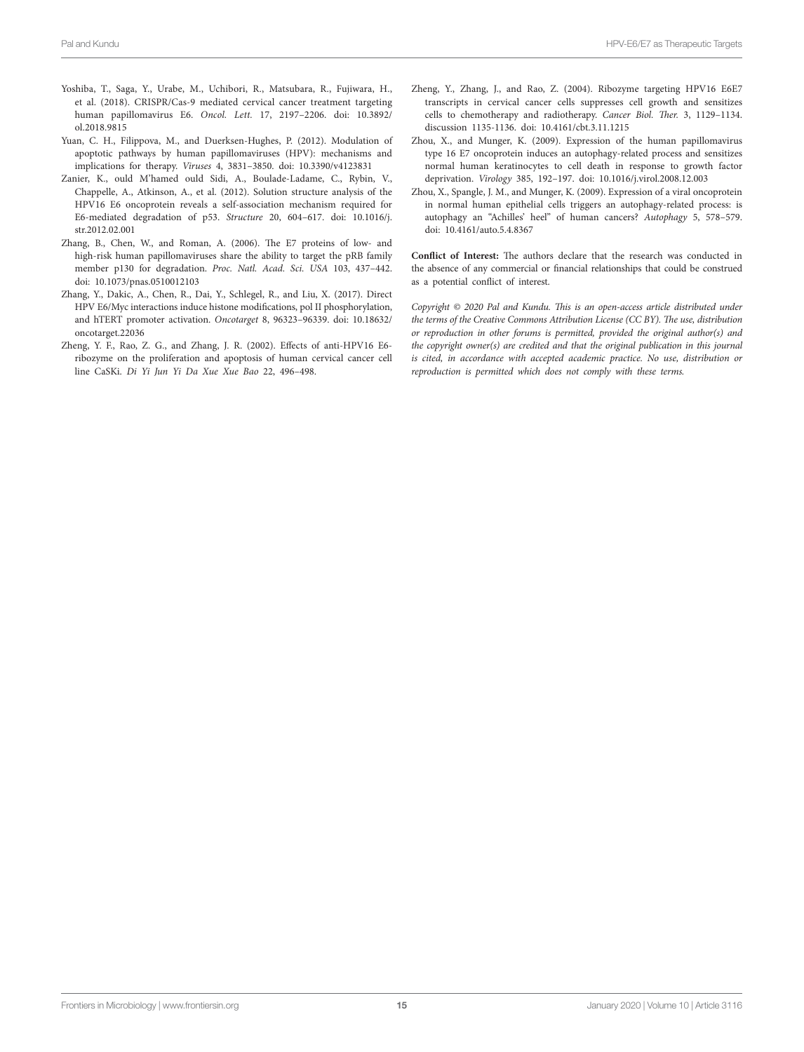Yoshiba, T., Saga, Y., Urabe, M., Uchibori, R., Matsubara, R., Fujiwara, H., et al. (2018). CRISPR/Cas-9 mediated cervical cancer treatment targeting human papillomavirus E6. *Oncol. Lett.* 17, 2197–2206. doi: 10.3892/ol.2018.9815

Yuan, C. H., Filippova, M., and Duerksen-Hughes, P. (2012). Modulation of apoptotic pathways by human papillomaviruses (HPV): mechanisms and implications for therapy. *Viruses* 4, 3831–3850. doi: 10.3390/v4123831

Zanier, K., ould M'hamed ould Sidi, A., Boulade-Ladame, C., Rybin, V., Chappelle, A., Atkinson, A., et al. (2012). Solution structure analysis of the HPV16 E6 oncoprotein reveals a self-association mechanism required for E6-mediated degradation of p53. *Structure* 20, 604–617. doi: 10.1016/j.str.2012.02.001

Zhang, B., Chen, W., and Roman, A. (2006). The E7 proteins of low- and high-risk human papillomaviruses share the ability to target the pRB family member p130 for degradation. *Proc. Natl. Acad. Sci. USA* 103, 437–442. doi: 10.1073/pnas.0510012103

Zhang, Y., Dakic, A., Chen, R., Dai, Y., Schlegel, R., and Liu, X. (2017). Direct HPV E6/Myc interactions induce histone modifications, pol II phosphorylation, and hTERT promoter activation. *Oncotarget* 8, 96323–96339. doi: 10.18632/oncotarget.22036

Zheng, Y. F., Rao, Z. G., and Zhang, J. R. (2002). Effects of anti-HPV16 E6-ribozyme on the proliferation and apoptosis of human cervical cancer cell line CaSKi. *Di Yi Jun Yi Da Xue Xue Bao* 22, 496–498.

Zheng, Y., Zhang, J., and Rao, Z. (2004). Ribozyme targeting HPV16 E6E7 transcripts in cervical cancer cells suppresses cell growth and sensitizes cells to chemotherapy and radiotherapy. *Cancer Biol. Ther.* 3, 1129–1134. discussion 1135-1136. doi: 10.4161/cbt.3.11.1215

Zhou, X., and Munger, K. (2009). Expression of the human papillomavirus type 16 E7 oncoprotein induces an autophagy-related process and sensitizes normal human keratinocytes to cell death in response to growth factor deprivation. *Virology* 385, 192–197. doi: 10.1016/j.virol.2008.12.003

Zhou, X., Spangle, J. M., and Munger, K. (2009). Expression of a viral oncoprotein in normal human epithelial cells triggers an autophagy-related process: is autophagy an "Achilles' heel" of human cancers? *Autophagy* 5, 578–579. doi: 10.4161/auto.5.4.8367

**Conflict of Interest:** The authors declare that the research was conducted in the absence of any commercial or financial relationships that could be construed as a potential conflict of interest.

*Copyright © 2020 Pal and Kundu. This is an open-access article distributed under the terms of the Creative Commons Attribution License (CC BY). The use, distribution or reproduction in other forums is permitted, provided the original author(s) and the copyright owner(s) are credited and that the original publication in this journal is cited, in accordance with accepted academic practice. No use, distribution or reproduction is permitted which does not comply with these terms.*